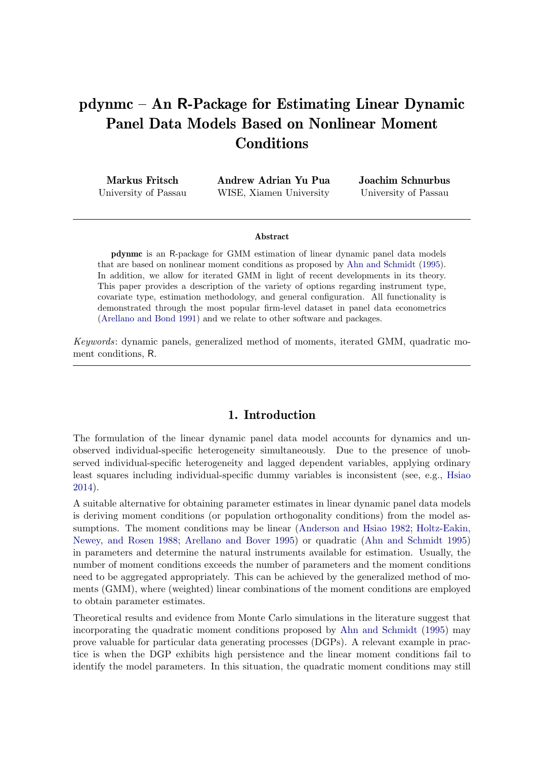# pdynmc – An R-Package for Estimating Linear Dynamic Panel Data Models Based on Nonlinear Moment Conditions

**Markus Fritsch**
University of Passau

**Andrew Adrian Yu Pua**
WISE, Xiamen University

**Joachim Schnurbus**
University of Passau

## Abstract

**pdynmc** is an R-package for GMM estimation of linear dynamic panel data models that are based on nonlinear moment conditions as proposed by Ahn and Schmidt (1995). In addition, we allow for iterated GMM in light of recent developments in its theory. This paper provides a description of the variety of options regarding instrument type, covariate type, estimation methodology, and general configuration. All functionality is demonstrated through the most popular firm-level dataset in panel data econometrics (Arellano and Bond 1991) and we relate to other software and packages.

*Keywords*: dynamic panels, generalized method of moments, iterated GMM, quadratic moment conditions, R.

## 1. Introduction

The formulation of the linear dynamic panel data model accounts for dynamics and unobserved individual-specific heterogeneity simultaneously. Due to the presence of unobserved individual-specific heterogeneity and lagged dependent variables, applying ordinary least squares including individual-specific dummy variables is inconsistent (see, e.g., Hsiao 2014).

A suitable alternative for obtaining parameter estimates in linear dynamic panel data models is deriving moment conditions (or population orthogonality conditions) from the model assumptions. The moment conditions may be linear (Anderson and Hsiao 1982; Holtz-Eakin, Newey, and Rosen 1988; Arellano and Bover 1995) or quadratic (Ahn and Schmidt 1995) in parameters and determine the natural instruments available for estimation. Usually, the number of moment conditions exceeds the number of parameters and the moment conditions need to be aggregated appropriately. This can be achieved by the generalized method of moments (GMM), where (weighted) linear combinations of the moment conditions are employed to obtain parameter estimates.

Theoretical results and evidence from Monte Carlo simulations in the literature suggest that incorporating the quadratic moment conditions proposed by Ahn and Schmidt (1995) may prove valuable for particular data generating processes (DGPs). A relevant example in practice is when the DGP exhibits high persistence and the linear moment conditions fail to identify the model parameters. In this situation, the quadratic moment conditions may still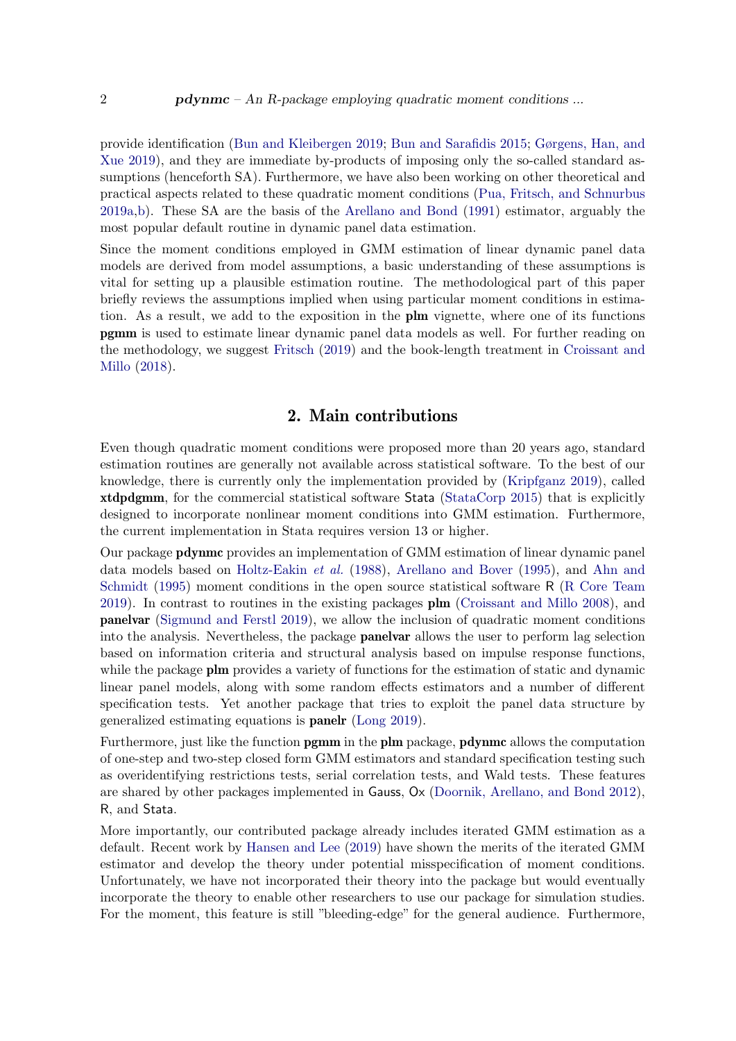provide identification (Bun and Kleibergen 2019; Bun and Sarafidis 2015; Gørgens, Han, and Xue 2019), and they are immediate by-products of imposing only the so-called standard assumptions (henceforth SA). Furthermore, we have also been working on other theoretical and practical aspects related to these quadratic moment conditions (Pua, Fritsch, and Schnurbus 2019a,b). These SA are the basis of the Arellano and Bond (1991) estimator, arguably the most popular default routine in dynamic panel data estimation.

Since the moment conditions employed in GMM estimation of linear dynamic panel data models are derived from model assumptions, a basic understanding of these assumptions is vital for setting up a plausible estimation routine. The methodological part of this paper briefly reviews the assumptions implied when using particular moment conditions in estimation. As a result, we add to the exposition in the **plm** vignette, where one of its functions **pgmm** is used to estimate linear dynamic panel data models as well. For further reading on the methodology, we suggest Fritsch (2019) and the book-length treatment in Croissant and Millo (2018).

## 2. Main contributions

Even though quadratic moment conditions were proposed more than 20 years ago, standard estimation routines are generally not available across statistical software. To the best of our knowledge, there is currently only the implementation provided by (Kripfganz 2019), called **xtdpdgmm**, for the commercial statistical software Stata (StataCorp 2015) that is explicitly designed to incorporate nonlinear moment conditions into GMM estimation. Furthermore, the current implementation in Stata requires version 13 or higher.

Our package **pdynmc** provides an implementation of GMM estimation of linear dynamic panel data models based on Holtz-Eakin *et al.* (1988), Arellano and Bover (1995), and Ahn and Schmidt (1995) moment conditions in the open source statistical software R (R Core Team 2019). In contrast to routines in the existing packages **plm** (Croissant and Millo 2008), and **panelvar** (Sigmund and Ferstl 2019), we allow the inclusion of quadratic moment conditions into the analysis. Nevertheless, the package **panelvar** allows the user to perform lag selection based on information criteria and structural analysis based on impulse response functions, while the package **plm** provides a variety of functions for the estimation of static and dynamic linear panel models, along with some random effects estimators and a number of different specification tests. Yet another package that tries to exploit the panel data structure by generalized estimating equations is **panelr** (Long 2019).

Furthermore, just like the function **pgmm** in the **plm** package, **pdynmc** allows the computation of one-step and two-step closed form GMM estimators and standard specification testing such as overidentifying restrictions tests, serial correlation tests, and Wald tests. These features are shared by other packages implemented in Gauss, Ox (Doornik, Arellano, and Bond 2012), R, and Stata.

More importantly, our contributed package already includes iterated GMM estimation as a default. Recent work by Hansen and Lee (2019) have shown the merits of the iterated GMM estimator and develop the theory under potential misspecification of moment conditions. Unfortunately, we have not incorporated their theory into the package but would eventually incorporate the theory to enable other researchers to use our package for simulation studies. For the moment, this feature is still "bleeding-edge" for the general audience. Furthermore,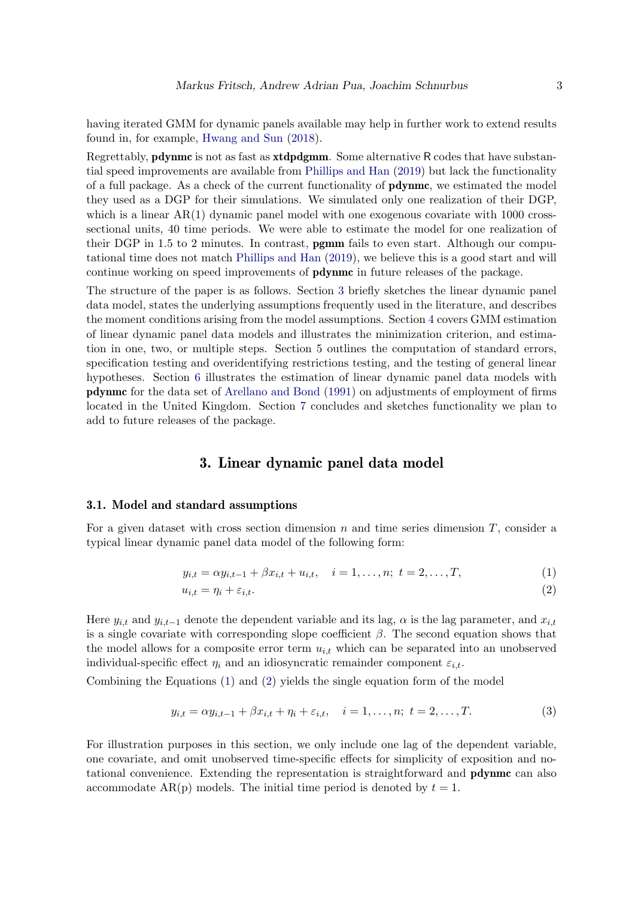having iterated GMM for dynamic panels available may help in further work to extend results found in, for example, Hwang and Sun (2018).

Regrettably, **pdynmc** is not as fast as **xtdpdgmm**. Some alternative R codes that have substantial speed improvements are available from Phillips and Han (2019) but lack the functionality of a full package. As a check of the current functionality of **pdynmc**, we estimated the model they used as a DGP for their simulations. We simulated only one realization of their DGP, which is a linear AR(1) dynamic panel model with one exogenous covariate with 1000 cross-sectional units, 40 time periods. We were able to estimate the model for one realization of their DGP in 1.5 to 2 minutes. In contrast, **pgmm** fails to even start. Although our computational time does not match Phillips and Han (2019), we believe this is a good start and will continue working on speed improvements of **pdynmc** in future releases of the package.

The structure of the paper is as follows. Section 3 briefly sketches the linear dynamic panel data model, states the underlying assumptions frequently used in the literature, and describes the moment conditions arising from the model assumptions. Section 4 covers GMM estimation of linear dynamic panel data models and illustrates the minimization criterion, and estimation in one, two, or multiple steps. Section 5 outlines the computation of standard errors, specification testing and overidentifying restrictions testing, and the testing of general linear hypotheses. Section 6 illustrates the estimation of linear dynamic panel data models with **pdynmc** for the data set of Arellano and Bond (1991) on adjustments of employment of firms located in the United Kingdom. Section 7 concludes and sketches functionality we plan to add to future releases of the package.

## 3. Linear dynamic panel data model

### 3.1. Model and standard assumptions

For a given dataset with cross section dimension $n$ and time series dimension $T$, consider a typical linear dynamic panel data model of the following form:

$$y_{i,t} = \alpha y_{i,t-1} + \beta x_{i,t} + u_{i,t}, \quad i = 1, \ldots, n; \; t = 2, \ldots, T, \tag{1}$$

$$u_{i,t} = \eta_i + \varepsilon_{i,t}. \tag{2}$$

Here $y_{i,t}$ and $y_{i,t-1}$ denote the dependent variable and its lag, $\alpha$ is the lag parameter, and $x_{i,t}$ is a single covariate with corresponding slope coefficient $\beta$. The second equation shows that the model allows for a composite error term $u_{i,t}$ which can be separated into an unobserved individual-specific effect $\eta_i$ and an idiosyncratic remainder component $\varepsilon_{i,t}$.

Combining the Equations (1) and (2) yields the single equation form of the model

$$y_{i,t} = \alpha y_{i,t-1} + \beta x_{i,t} + \eta_i + \varepsilon_{i,t}, \quad i = 1, \ldots, n; \; t = 2, \ldots, T. \tag{3}$$

For illustration purposes in this section, we only include one lag of the dependent variable, one covariate, and omit unobserved time-specific effects for simplicity of exposition and notational convenience. Extending the representation is straightforward and **pdynmc** can also accommodate AR(p) models. The initial time period is denoted by $t = 1$.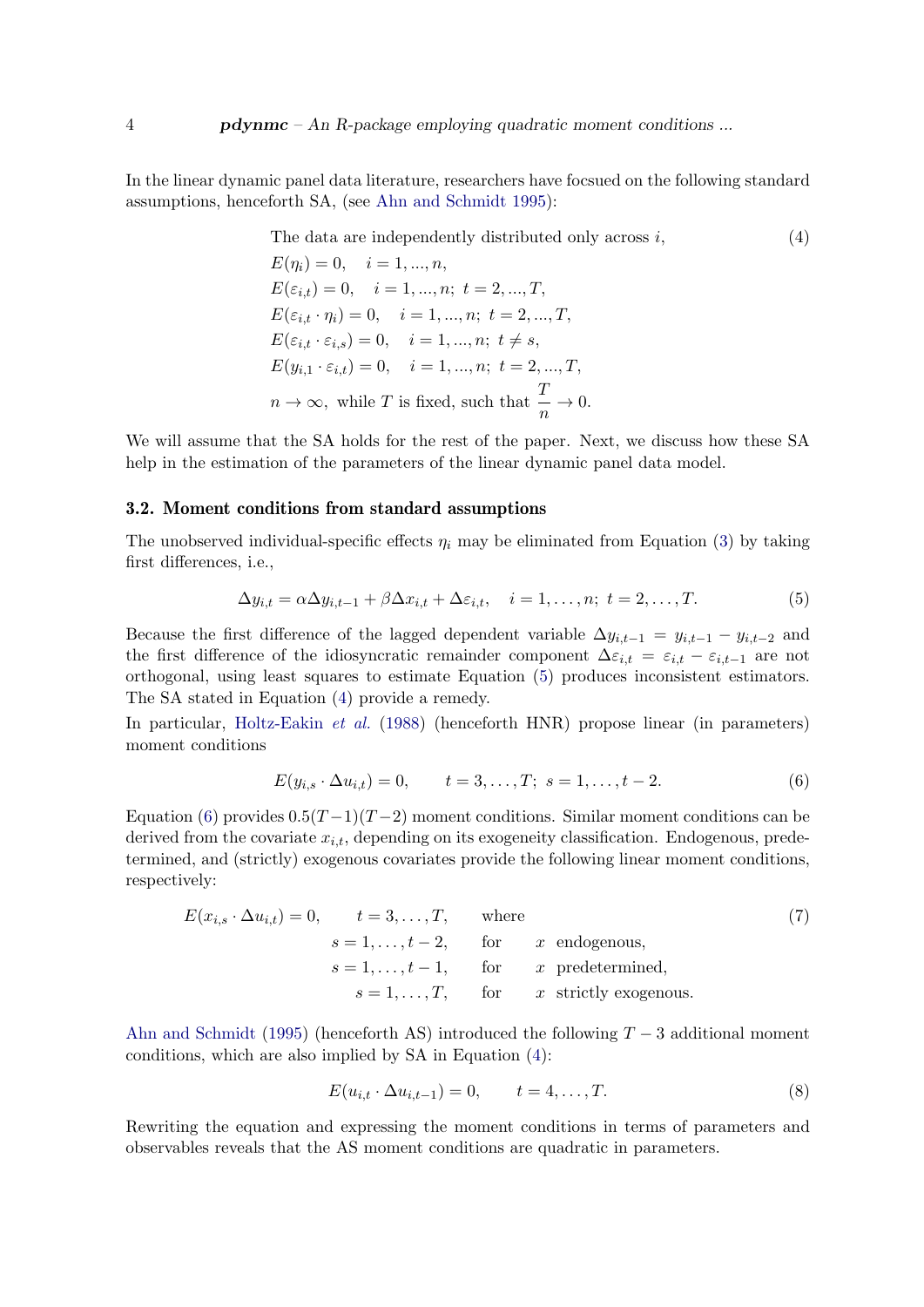In the linear dynamic panel data literature, researchers have focsued on the following standard assumptions, henceforth SA, (see Ahn and Schmidt 1995):

$$
\begin{aligned}
&\text{The data are independently distributed only across } i, \\
&E(\eta_i) = 0, \quad i = 1, ..., n, \\
&E(\varepsilon_{i,t}) = 0, \quad i = 1, ..., n;\ t = 2, ..., T, \\
&E(\varepsilon_{i,t} \cdot \eta_i) = 0, \quad i = 1, ..., n;\ t = 2, ..., T, \\
&E(\varepsilon_{i,t} \cdot \varepsilon_{i,s}) = 0, \quad i = 1, ..., n;\ t \neq s, \\
&E(y_{i,1} \cdot \varepsilon_{i,t}) = 0, \quad i = 1, ..., n;\ t = 2, ..., T, \\
&n \to \infty, \text{ while } T \text{ is fixed, such that } \frac{T}{n} \to 0.
\end{aligned} \tag{4}
$$

We will assume that the SA holds for the rest of the paper. Next, we discuss how these SA help in the estimation of the parameters of the linear dynamic panel data model.

### 3.2. Moment conditions from standard assumptions

The unobserved individual-specific effects $\eta_i$ may be eliminated from Equation (3) by taking first differences, i.e.,

$$
\Delta y_{i,t} = \alpha \Delta y_{i,t-1} + \beta \Delta x_{i,t} + \Delta \varepsilon_{i,t}, \quad i = 1, \ldots, n;\ t = 2, \ldots, T. \tag{5}
$$

Because the first difference of the lagged dependent variable $\Delta y_{i,t-1} = y_{i,t-1} - y_{i,t-2}$ and the first difference of the idiosyncratic remainder component $\Delta \varepsilon_{i,t} = \varepsilon_{i,t} - \varepsilon_{i,t-1}$ are not orthogonal, using least squares to estimate Equation (5) produces inconsistent estimators. The SA stated in Equation (4) provide a remedy.

In particular, Holtz-Eakin *et al.* (1988) (henceforth HNR) propose linear (in parameters) moment conditions

$$
E(y_{i,s} \cdot \Delta u_{i,t}) = 0, \qquad t = 3, \ldots, T;\ s = 1, \ldots, t-2. \tag{6}
$$

Equation (6) provides $0.5(T-1)(T-2)$ moment conditions. Similar moment conditions can be derived from the covariate $x_{i,t}$, depending on its exogeneity classification. Endogenous, predetermined, and (strictly) exogenous covariates provide the following linear moment conditions, respectively:

$$
\begin{aligned}
E(x_{i,s} \cdot \Delta u_{i,t}) = 0, \qquad t = 3, \ldots, T, \qquad &\text{where} \\
s = 1, \ldots, t-2, \qquad &\text{for} \quad x \text{ endogenous}, \\
s = 1, \ldots, t-1, \qquad &\text{for} \quad x \text{ predetermined}, \\
s = 1, \ldots, T, \qquad &\text{for} \quad x \text{ strictly exogenous}.
\end{aligned} \tag{7}
$$

Ahn and Schmidt (1995) (henceforth AS) introduced the following $T-3$ additional moment conditions, which are also implied by SA in Equation (4):

$$
E(u_{i,t} \cdot \Delta u_{i,t-1}) = 0, \qquad t = 4, \ldots, T. \tag{8}
$$

Rewriting the equation and expressing the moment conditions in terms of parameters and observables reveals that the AS moment conditions are quadratic in parameters.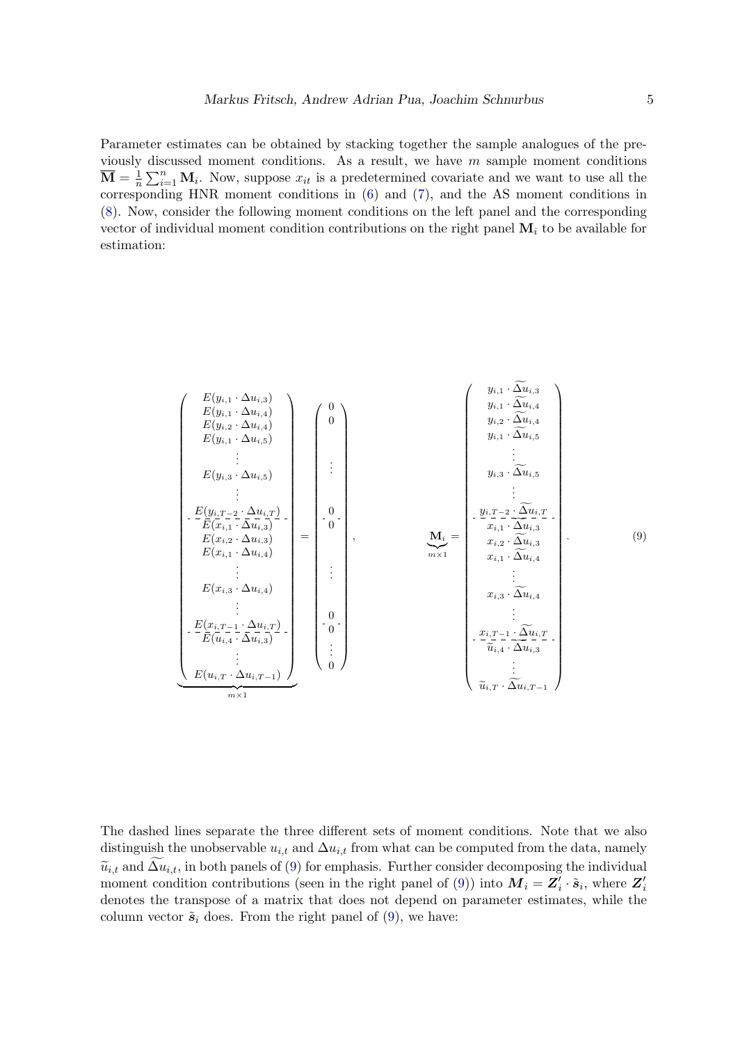Parameter estimates can be obtained by stacking together the sample analogues of the previously discussed moment conditions. As a result, we have $m$ sample moment conditions $\overline{\mathbf{M}} = \frac{1}{n}\sum_{i=1}^{n}\mathbf{M}_i$. Now, suppose $x_{it}$ is a predetermined covariate and we want to use all the corresponding HNR moment conditions in (6) and (7), and the AS moment conditions in (8). Now, consider the following moment conditions on the left panel and the corresponding vector of individual moment condition contributions on the right panel $\mathbf{M}_i$ to be available for estimation:

$$
\underbrace{\begin{pmatrix}
E(y_{i,1}\cdot\Delta u_{i,3}) \\
E(y_{i,1}\cdot\Delta u_{i,4}) \\
E(y_{i,2}\cdot\Delta u_{i,4}) \\
E(y_{i,1}\cdot\Delta u_{i,5}) \\
\vdots \\
E(y_{i,3}\cdot\Delta u_{i,5}) \\
\vdots \\
E(y_{i,T-2}\cdot\Delta u_{i,T}) \\
\hdashline
E(x_{i,1}\cdot\Delta u_{i,3}) \\
E(x_{i,2}\cdot\Delta u_{i,3}) \\
E(x_{i,1}\cdot\Delta u_{i,4}) \\
\vdots \\
E(x_{i,3}\cdot\Delta u_{i,4}) \\
\vdots \\
E(x_{i,T-1}\cdot\Delta u_{i,T}) \\
\hdashline
E(u_{i,4}\cdot\Delta u_{i,3}) \\
\vdots \\
E(u_{i,T}\cdot\Delta u_{i,T-1})
\end{pmatrix}}_{m\times 1}
=
\begin{pmatrix}
0 \\ 0 \\ \\ \\ \vdots \\ \\ \\ 0 \\ \hdashline 0 \\ \\ \\ \vdots \\ \\ \\ 0 \\ \hdashline 0 \\ \vdots \\ 0
\end{pmatrix},
\qquad
\underbrace{\mathbf{M}_i}_{m\times 1} =
\begin{pmatrix}
y_{i,1}\cdot\widetilde{\Delta u}_{i,3} \\
y_{i,1}\cdot\widetilde{\Delta u}_{i,4} \\
y_{i,2}\cdot\widetilde{\Delta u}_{i,4} \\
y_{i,1}\cdot\widetilde{\Delta u}_{i,5} \\
\vdots \\
y_{i,3}\cdot\widetilde{\Delta u}_{i,5} \\
\vdots \\
y_{i,T-2}\cdot\widetilde{\Delta u}_{i,T} \\
\hdashline
x_{i,1}\cdot\widetilde{\Delta u}_{i,3} \\
x_{i,2}\cdot\widetilde{\Delta u}_{i,3} \\
x_{i,1}\cdot\widetilde{\Delta u}_{i,4} \\
\vdots \\
x_{i,3}\cdot\widetilde{\Delta u}_{i,4} \\
\vdots \\
x_{i,T-1}\cdot\widetilde{\Delta u}_{i,T} \\
\hdashline
\widetilde{u}_{i,4}\cdot\widetilde{\Delta u}_{i,3} \\
\vdots \\
\widetilde{u}_{i,T}\cdot\widetilde{\Delta u}_{i,T-1}
\end{pmatrix}. \tag{9}
$$

The dashed lines separate the three different sets of moment conditions. Note that we also distinguish the unobservable $u_{i,t}$ and $\Delta u_{i,t}$ from what can be computed from the data, namely $\widetilde{u}_{i,t}$ and $\widetilde{\Delta u}_{i,t}$, in both panels of (9) for emphasis. Further consider decomposing the individual moment condition contributions (seen in the right panel of (9)) into $\boldsymbol{M}_i = \boldsymbol{Z}_i' \cdot \tilde{\boldsymbol{s}}_i$, where $\boldsymbol{Z}_i'$ denotes the transpose of a matrix that does not depend on parameter estimates, while the column vector $\tilde{\boldsymbol{s}}_i$ does. From the right panel of (9), we have: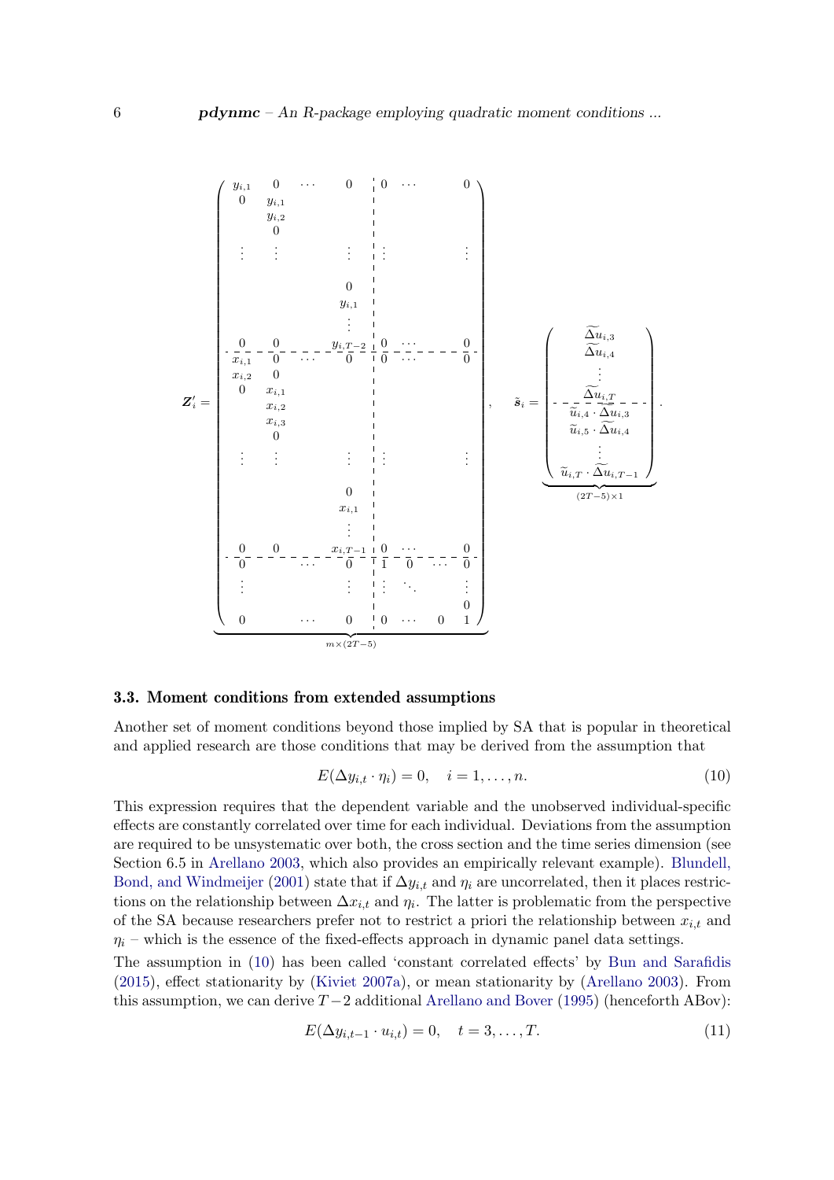$$
\boldsymbol{Z}_i' = \underbrace{\left(\begin{array}{cccc:cccc}
y_{i,1} & 0 & \cdots & 0 & 0 & \cdots & & 0 \\
0 & y_{i,1} & & & & & & \\
 & y_{i,2} & & & & & & \\
 & 0 & & & & & & \\
\vdots & \vdots & & \vdots & \vdots & & & \vdots \\
 & & & 0 & & & & \\
 & & & y_{i,1} & & & & \\
 & & & \vdots & & & & \\
0 & 0 & & y_{i,T-2} & 0 & \cdots & & 0 \\
\hdashline
x_{i,1} & 0 & \cdots & 0 & 0 & \cdots & & 0 \\
x_{i,2} & 0 & & & & & & \\
0 & x_{i,1} & & & & & & \\
 & x_{i,2} & & & & & & \\
 & x_{i,3} & & & & & & \\
 & 0 & & & & & & \\
\vdots & \vdots & & \vdots & \vdots & & & \vdots \\
 & & & 0 & & & & \\
 & & & x_{i,1} & & & & \\
 & & & \vdots & & & & \\
0 & 0 & & x_{i,T-1} & 0 & \cdots & & 0 \\
\hdashline
0 & & \cdots & 0 & 1 & 0 & \cdots & 0 \\
\vdots & & & \vdots & \vdots & \ddots & & \vdots \\
 & & & & & & & 0 \\
0 & & \cdots & 0 & 0 & \cdots & 0 & 1
\end{array}\right)}_{m \times (2T-5)}, \quad
\tilde{\boldsymbol{s}}_i = \underbrace{\left(\begin{array}{c}
\widetilde{\Delta u}_{i,3} \\
\widetilde{\Delta u}_{i,4} \\
\vdots \\
\widetilde{\Delta u}_{i,T} \\
\hdashline
\widetilde{u}_{i,4} \cdot \widetilde{\Delta u}_{i,3} \\
\widetilde{u}_{i,5} \cdot \widetilde{\Delta u}_{i,4} \\
\vdots \\
\widetilde{u}_{i,T} \cdot \widetilde{\Delta u}_{i,T-1}
\end{array}\right)}_{(2T-5) \times 1}.
$$

### 3.3. Moment conditions from extended assumptions

Another set of moment conditions beyond those implied by SA that is popular in theoretical and applied research are those conditions that may be derived from the assumption that

$$E(\Delta y_{i,t} \cdot \eta_i) = 0, \quad i = 1, \ldots, n. \tag{10}$$

This expression requires that the dependent variable and the unobserved individual-specific effects are constantly correlated over time for each individual. Deviations from the assumption are required to be unsystematic over both, the cross section and the time series dimension (see Section 6.5 in Arellano 2003, which also provides an empirically relevant example). Blundell, Bond, and Windmeijer (2001) state that if $\Delta y_{i,t}$ and $\eta_i$ are uncorrelated, then it places restrictions on the relationship between $\Delta x_{i,t}$ and $\eta_i$. The latter is problematic from the perspective of the SA because researchers prefer not to restrict a priori the relationship between $x_{i,t}$ and $\eta_i$ – which is the essence of the fixed-effects approach in dynamic panel data settings.

The assumption in (10) has been called 'constant correlated effects' by Bun and Sarafidis (2015), effect stationarity by (Kiviet 2007a), or mean stationarity by (Arellano 2003). From this assumption, we can derive $T-2$ additional Arellano and Bover (1995) (henceforth ABov):

$$E(\Delta y_{i,t-1} \cdot u_{i,t}) = 0, \quad t = 3, \ldots, T. \tag{11}$$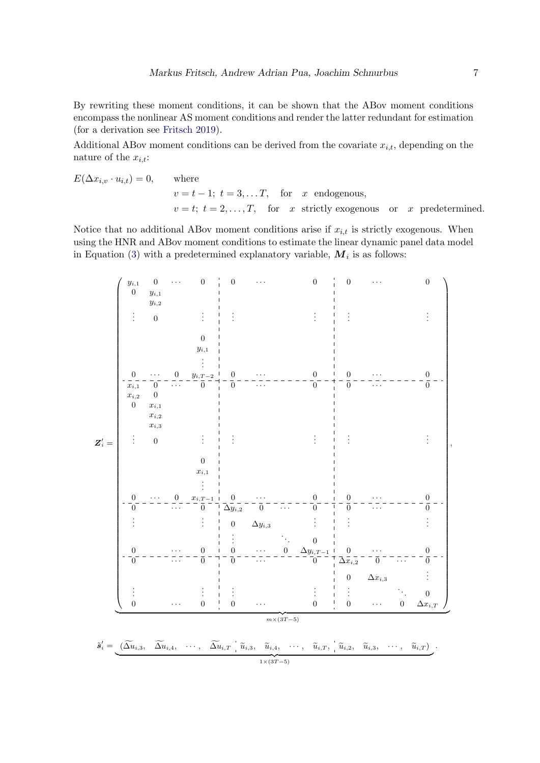By rewriting these moment conditions, it can be shown that the ABov moment conditions encompass the nonlinear AS moment conditions and render the latter redundant for estimation (for a derivation see Fritsch 2019).

Additional ABov moment conditions can be derived from the covariate $x_{i,t}$, depending on the nature of the $x_{i,t}$:

$$
\begin{aligned}
E(\Delta x_{i,v} \cdot u_{i,t}) = 0, \qquad & \text{where} \\
& v = t-1;\ t = 3, \dots T, \quad \text{for} \quad x \ \text{endogenous}, \\
& v = t;\ t = 2, \dots, T, \quad \text{for} \quad x \ \text{strictly exogenous} \quad \text{or} \quad x \ \text{predetermined}.
\end{aligned}
$$

Notice that no additional ABov moment conditions arise if $x_{i,t}$ is strictly exogenous. When using the HNR and ABov moment conditions to estimate the linear dynamic panel data model in Equation (3) with a predetermined explanatory variable, $\boldsymbol{M}_i$ is as follows:

$$
\boldsymbol{Z}_i' = \underbrace{\left(\begin{array}{cccc|cccc|cccc}
y_{i,1} & 0 & \cdots & 0 & 0 & \cdots & & 0 & 0 & \cdots & & 0 \\
0 & y_{i,1} & & & & & & & & & & \\
 & y_{i,2} & & & & & & & & & & \\
\vdots & 0 & & \vdots & \vdots & & & \vdots & \vdots & & & \vdots \\
 & & & 0 & & & & & & & & \\
 & & & y_{i,1} & & & & & & & & \\
 & & & \vdots & & & & & & & & \\
0 & \cdots & 0 & y_{i,T-2} & 0 & \cdots & & 0 & 0 & \cdots & & 0 \\
\hline
x_{i,1} & 0 & \cdots & 0 & 0 & \cdots & & 0 & 0 & \cdots & & 0 \\
x_{i,2} & 0 & & & & & & & & & & \\
0 & x_{i,1} & & & & & & & & & & \\
 & x_{i,2} & & & & & & & & & & \\
 & x_{i,3} & & & & & & & & & & \\
\vdots & 0 & & \vdots & \vdots & & & \vdots & \vdots & & & \vdots \\
 & & & 0 & & & & & & & & \\
 & & & x_{i,1} & & & & & & & & \\
 & & & \vdots & & & & & & & & \\
0 & \cdots & 0 & x_{i,T-1} & 0 & \cdots & & 0 & 0 & \cdots & & 0 \\
\hline
0 & & \cdots & 0 & \Delta y_{i,2} & 0 & \cdots & 0 & 0 & \cdots & & 0 \\
\vdots & & & \vdots & 0 & \Delta y_{i,3} & & \vdots & \vdots & & & \vdots \\
 & & & & \vdots & & \ddots & 0 & & & & \\
0 & & \cdots & 0 & 0 & \cdots & 0 & \Delta y_{i,T-1} & 0 & \cdots & & 0 \\
\hline
0 & & \cdots & 0 & 0 & \cdots & & 0 & \Delta x_{i,2} & 0 & \cdots & 0 \\
 & & & & & & & & 0 & \Delta x_{i,3} & & \vdots \\
\vdots & & & \vdots & \vdots & & & \vdots & \vdots & & \ddots & 0 \\
0 & & \cdots & 0 & 0 & \cdots & & 0 & 0 & \cdots & 0 & \Delta x_{i,T}
\end{array}\right)}_{m \times (3T-5)},
$$

$$
\tilde{\boldsymbol{s}}_i' = \underbrace{(\widetilde{\Delta u}_{i,3}, \ \ \widetilde{\Delta u}_{i,4}, \ \ \cdots, \ \ \widetilde{\Delta u}_{i,T} \ | \ \tilde{u}_{i,3}, \ \ \tilde{u}_{i,4}, \ \ \cdots, \ \ \tilde{u}_{i,T}, \ | \ \tilde{u}_{i,2}, \ \ \tilde{u}_{i,3}, \ \ \cdots, \ \ \tilde{u}_{i,T})}_{1 \times (3T-5)}.
$$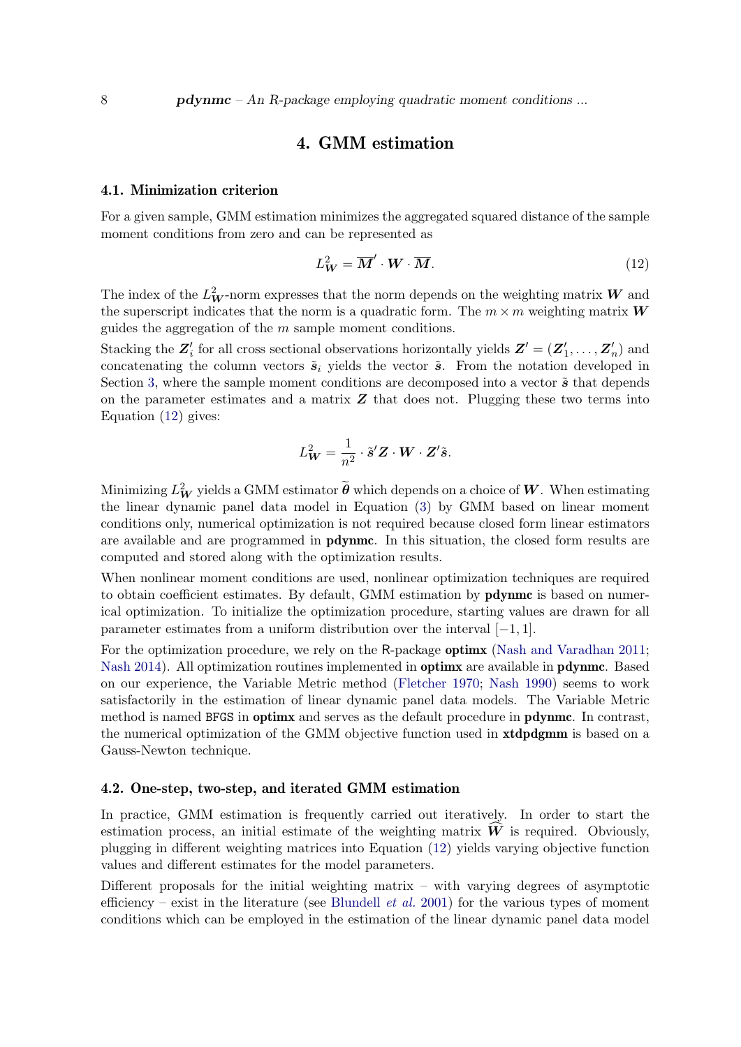## 4. GMM estimation

### 4.1. Minimization criterion

For a given sample, GMM estimation minimizes the aggregated squared distance of the sample moment conditions from zero and can be represented as

$$L_{\boldsymbol{W}}^2 = \overline{\boldsymbol{M}}' \cdot \boldsymbol{W} \cdot \overline{\boldsymbol{M}}. \tag{12}$$

The index of the $L_{\boldsymbol{W}}^2$-norm expresses that the norm depends on the weighting matrix $\boldsymbol{W}$ and the superscript indicates that the norm is a quadratic form. The $m \times m$ weighting matrix $\boldsymbol{W}$ guides the aggregation of the $m$ sample moment conditions.

Stacking the $\boldsymbol{Z}_i'$ for all cross sectional observations horizontally yields $\boldsymbol{Z}' = (\boldsymbol{Z}_1', \ldots, \boldsymbol{Z}_n')$ and concatenating the column vectors $\tilde{\boldsymbol{s}}_i$ yields the vector $\tilde{\boldsymbol{s}}$. From the notation developed in Section 3, where the sample moment conditions are decomposed into a vector $\tilde{\boldsymbol{s}}$ that depends on the parameter estimates and a matrix $\boldsymbol{Z}$ that does not. Plugging these two terms into Equation (12) gives:

$$L_{\boldsymbol{W}}^2 = \frac{1}{n^2} \cdot \tilde{\boldsymbol{s}}' \boldsymbol{Z} \cdot \boldsymbol{W} \cdot \boldsymbol{Z}' \tilde{\boldsymbol{s}}.$$

Minimizing $L_{\boldsymbol{W}}^2$ yields a GMM estimator $\widetilde{\boldsymbol{\theta}}$ which depends on a choice of $\boldsymbol{W}$. When estimating the linear dynamic panel data model in Equation (3) by GMM based on linear moment conditions only, numerical optimization is not required because closed form linear estimators are available and are programmed in **pdynmc**. In this situation, the closed form results are computed and stored along with the optimization results.

When nonlinear moment conditions are used, nonlinear optimization techniques are required to obtain coefficient estimates. By default, GMM estimation by **pdynmc** is based on numerical optimization. To initialize the optimization procedure, starting values are drawn for all parameter estimates from a uniform distribution over the interval $[-1, 1]$.

For the optimization procedure, we rely on the R-package **optimx** (Nash and Varadhan 2011; Nash 2014). All optimization routines implemented in **optimx** are available in **pdynmc**. Based on our experience, the Variable Metric method (Fletcher 1970; Nash 1990) seems to work satisfactorily in the estimation of linear dynamic panel data models. The Variable Metric method is named `BFGS` in **optimx** and serves as the default procedure in **pdynmc**. In contrast, the numerical optimization of the GMM objective function used in **xtdpdgmm** is based on a Gauss-Newton technique.

### 4.2. One-step, two-step, and iterated GMM estimation

In practice, GMM estimation is frequently carried out iteratively. In order to start the estimation process, an initial estimate of the weighting matrix $\widehat{\boldsymbol{W}}$ is required. Obviously, plugging in different weighting matrices into Equation (12) yields varying objective function values and different estimates for the model parameters.

Different proposals for the initial weighting matrix – with varying degrees of asymptotic efficiency – exist in the literature (see Blundell *et al.* 2001) for the various types of moment conditions which can be employed in the estimation of the linear dynamic panel data model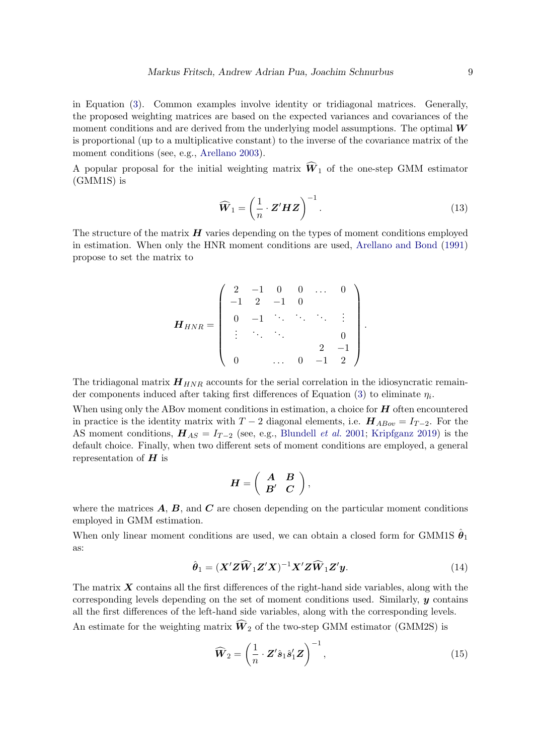in Equation (3). Common examples involve identity or tridiagonal matrices. Generally, the proposed weighting matrices are based on the expected variances and covariances of the moment conditions and are derived from the underlying model assumptions. The optimal $\boldsymbol{W}$ is proportional (up to a multiplicative constant) to the inverse of the covariance matrix of the moment conditions (see, e.g., Arellano 2003).

A popular proposal for the initial weighting matrix $\widehat{\boldsymbol{W}}_1$ of the one-step GMM estimator (GMM1S) is

$$\widehat{\boldsymbol{W}}_1 = \left(\frac{1}{n} \cdot \boldsymbol{Z}'\boldsymbol{H}\boldsymbol{Z}\right)^{-1}. \tag{13}$$

The structure of the matrix $\boldsymbol{H}$ varies depending on the types of moment conditions employed in estimation. When only the HNR moment conditions are used, Arellano and Bond (1991) propose to set the matrix to

$$\boldsymbol{H}_{HNR} = \begin{pmatrix} 2 & -1 & 0 & 0 & \dots & 0 \\ -1 & 2 & -1 & 0 & & \\ 0 & -1 & \ddots & \ddots & \ddots & \vdots \\ \vdots & \ddots & \ddots & & & 0 \\ & & & & 2 & -1 \\ 0 & & \dots & 0 & -1 & 2 \end{pmatrix}.$$

The tridiagonal matrix $\boldsymbol{H}_{HNR}$ accounts for the serial correlation in the idiosyncratic remainder components induced after taking first differences of Equation (3) to eliminate $\eta_i$.

When using only the ABov moment conditions in estimation, a choice for $\boldsymbol{H}$ often encountered in practice is the identity matrix with $T-2$ diagonal elements, i.e. $\boldsymbol{H}_{ABov} = I_{T-2}$. For the AS moment conditions, $\boldsymbol{H}_{AS} = I_{T-2}$ (see, e.g., Blundell *et al.* 2001; Kripfganz 2019) is the default choice. Finally, when two different sets of moment conditions are employed, a general representation of $\boldsymbol{H}$ is

$$\boldsymbol{H} = \begin{pmatrix} \boldsymbol{A} & \boldsymbol{B} \\ \boldsymbol{B}' & \boldsymbol{C} \end{pmatrix},$$

where the matrices $\boldsymbol{A}$, $\boldsymbol{B}$, and $\boldsymbol{C}$ are chosen depending on the particular moment conditions employed in GMM estimation.

When only linear moment conditions are used, we can obtain a closed form for GMM1S $\hat{\boldsymbol{\theta}}_1$ as:

$$\hat{\boldsymbol{\theta}}_1 = (\boldsymbol{X}'\boldsymbol{Z}\widehat{\boldsymbol{W}}_1\boldsymbol{Z}'\boldsymbol{X})^{-1}\boldsymbol{X}'\boldsymbol{Z}\widehat{\boldsymbol{W}}_1\boldsymbol{Z}'\boldsymbol{y}. \tag{14}$$

The matrix $\boldsymbol{X}$ contains all the first differences of the right-hand side variables, along with the corresponding levels depending on the set of moment conditions used. Similarly, $\boldsymbol{y}$ contains all the first differences of the left-hand side variables, along with the corresponding levels.

An estimate for the weighting matrix $\widehat{\boldsymbol{W}}_2$ of the two-step GMM estimator (GMM2S) is

$$\widehat{\boldsymbol{W}}_2 = \left(\frac{1}{n} \cdot \boldsymbol{Z}'\hat{\boldsymbol{s}}_1\hat{\boldsymbol{s}}_1'\boldsymbol{Z}\right)^{-1}, \tag{15}$$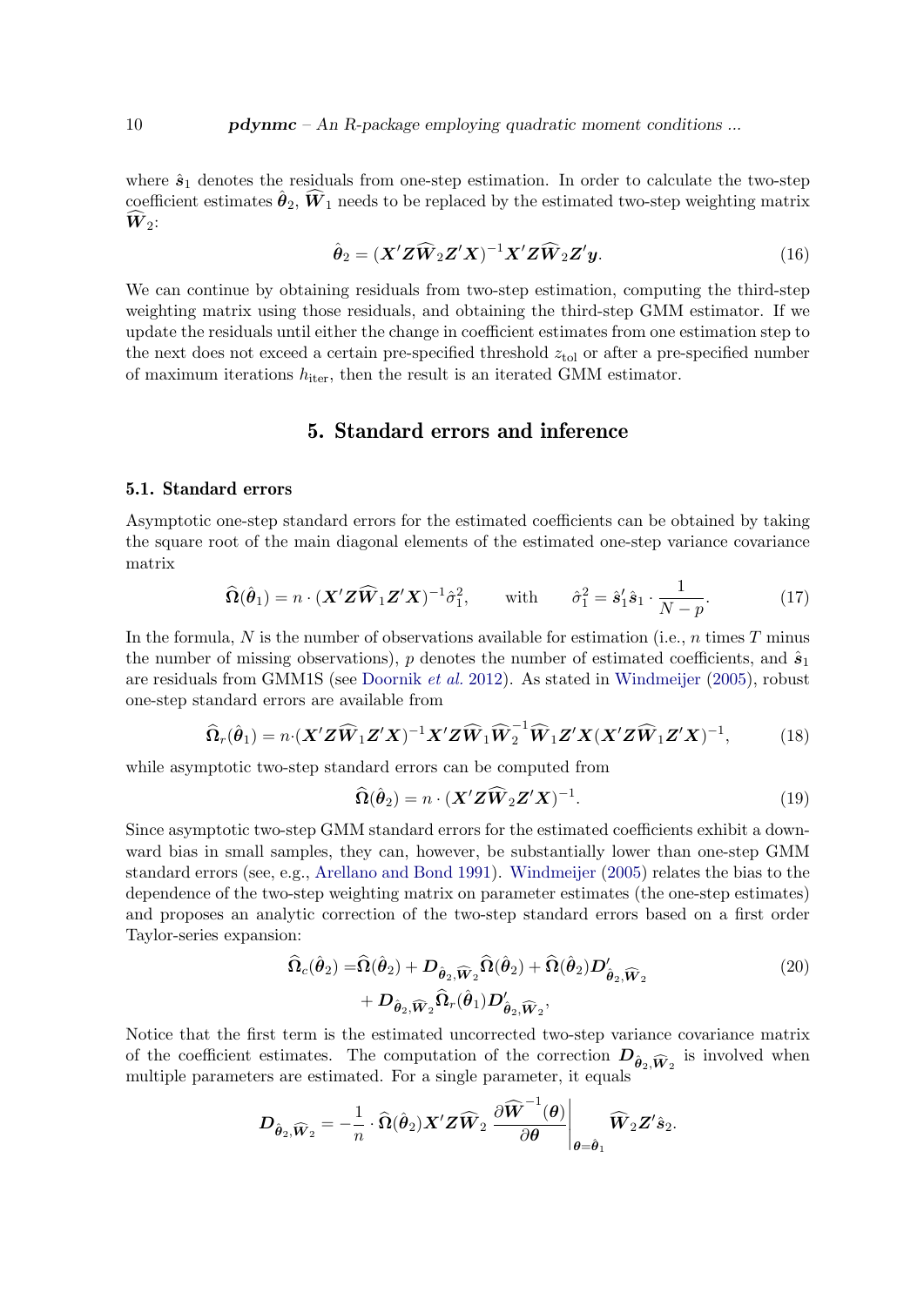where $\hat{\boldsymbol{s}}_1$ denotes the residuals from one-step estimation. In order to calculate the two-step coefficient estimates $\hat{\boldsymbol{\theta}}_2$, $\widehat{\boldsymbol{W}}_1$ needs to be replaced by the estimated two-step weighting matrix $\widehat{\boldsymbol{W}}_2$:

$$\hat{\boldsymbol{\theta}}_2 = (\boldsymbol{X}'\boldsymbol{Z}\widehat{\boldsymbol{W}}_2\boldsymbol{Z}'\boldsymbol{X})^{-1}\boldsymbol{X}'\boldsymbol{Z}\widehat{\boldsymbol{W}}_2\boldsymbol{Z}'\boldsymbol{y}. \tag{16}$$

We can continue by obtaining residuals from two-step estimation, computing the third-step weighting matrix using those residuals, and obtaining the third-step GMM estimator. If we update the residuals until either the change in coefficient estimates from one estimation step to the next does not exceed a certain pre-specified threshold $z_{\text{tol}}$ or after a pre-specified number of maximum iterations $h_{\text{iter}}$, then the result is an iterated GMM estimator.

## 5. Standard errors and inference

### 5.1. Standard errors

Asymptotic one-step standard errors for the estimated coefficients can be obtained by taking the square root of the main diagonal elements of the estimated one-step variance covariance matrix

$$\widehat{\boldsymbol{\Omega}}(\hat{\boldsymbol{\theta}}_1) = n \cdot (\boldsymbol{X}'\boldsymbol{Z}\widehat{\boldsymbol{W}}_1\boldsymbol{Z}'\boldsymbol{X})^{-1}\hat{\sigma}_1^2, \qquad \text{with} \qquad \hat{\sigma}_1^2 = \hat{\boldsymbol{s}}_1'\hat{\boldsymbol{s}}_1 \cdot \frac{1}{N-p}. \tag{17}$$

In the formula, $N$ is the number of observations available for estimation (i.e., $n$ times $T$ minus the number of missing observations), $p$ denotes the number of estimated coefficients, and $\hat{\boldsymbol{s}}_1$ are residuals from GMM1S (see Doornik *et al.* 2012). As stated in Windmeijer (2005), robust one-step standard errors are available from

$$\widehat{\boldsymbol{\Omega}}_r(\hat{\boldsymbol{\theta}}_1) = n \cdot (\boldsymbol{X}'\boldsymbol{Z}\widehat{\boldsymbol{W}}_1\boldsymbol{Z}'\boldsymbol{X})^{-1}\boldsymbol{X}'\boldsymbol{Z}\widehat{\boldsymbol{W}}_1\widehat{\boldsymbol{W}}_2^{-1}\widehat{\boldsymbol{W}}_1\boldsymbol{Z}'\boldsymbol{X}(\boldsymbol{X}'\boldsymbol{Z}\widehat{\boldsymbol{W}}_1\boldsymbol{Z}'\boldsymbol{X})^{-1}, \tag{18}$$

while asymptotic two-step standard errors can be computed from

$$\widehat{\boldsymbol{\Omega}}(\hat{\boldsymbol{\theta}}_2) = n \cdot (\boldsymbol{X}'\boldsymbol{Z}\widehat{\boldsymbol{W}}_2\boldsymbol{Z}'\boldsymbol{X})^{-1}. \tag{19}$$

Since asymptotic two-step GMM standard errors for the estimated coefficients exhibit a downward bias in small samples, they can, however, be substantially lower than one-step GMM standard errors (see, e.g., Arellano and Bond 1991). Windmeijer (2005) relates the bias to the dependence of the two-step weighting matrix on parameter estimates (the one-step estimates) and proposes an analytic correction of the two-step standard errors based on a first order Taylor-series expansion:

$$\begin{aligned}\widehat{\boldsymbol{\Omega}}_c(\hat{\boldsymbol{\theta}}_2) =& \widehat{\boldsymbol{\Omega}}(\hat{\boldsymbol{\theta}}_2) + \boldsymbol{D}_{\hat{\boldsymbol{\theta}}_2,\widehat{\boldsymbol{W}}_2}\widehat{\boldsymbol{\Omega}}(\hat{\boldsymbol{\theta}}_2) + \widehat{\boldsymbol{\Omega}}(\hat{\boldsymbol{\theta}}_2)\boldsymbol{D}'_{\hat{\boldsymbol{\theta}}_2,\widehat{\boldsymbol{W}}_2} \\ &+ \boldsymbol{D}_{\hat{\boldsymbol{\theta}}_2,\widehat{\boldsymbol{W}}_2}\widehat{\boldsymbol{\Omega}}_r(\hat{\boldsymbol{\theta}}_1)\boldsymbol{D}'_{\hat{\boldsymbol{\theta}}_2,\widehat{\boldsymbol{W}}_2},\end{aligned} \tag{20}$$

Notice that the first term is the estimated uncorrected two-step variance covariance matrix of the coefficient estimates. The computation of the correction $\boldsymbol{D}_{\hat{\boldsymbol{\theta}}_2,\widehat{\boldsymbol{W}}_2}$ is involved when multiple parameters are estimated. For a single parameter, it equals

$$\boldsymbol{D}_{\hat{\boldsymbol{\theta}}_2,\widehat{\boldsymbol{W}}_2} = -\frac{1}{n} \cdot \widehat{\boldsymbol{\Omega}}(\hat{\boldsymbol{\theta}}_2)\boldsymbol{X}'\boldsymbol{Z}\widehat{\boldsymbol{W}}_2 \left.\frac{\partial \widehat{\boldsymbol{W}}^{-1}(\boldsymbol{\theta})}{\partial \boldsymbol{\theta}}\right|_{\boldsymbol{\theta}=\hat{\boldsymbol{\theta}}_1} \widehat{\boldsymbol{W}}_2\boldsymbol{Z}'\hat{\boldsymbol{s}}_2.$$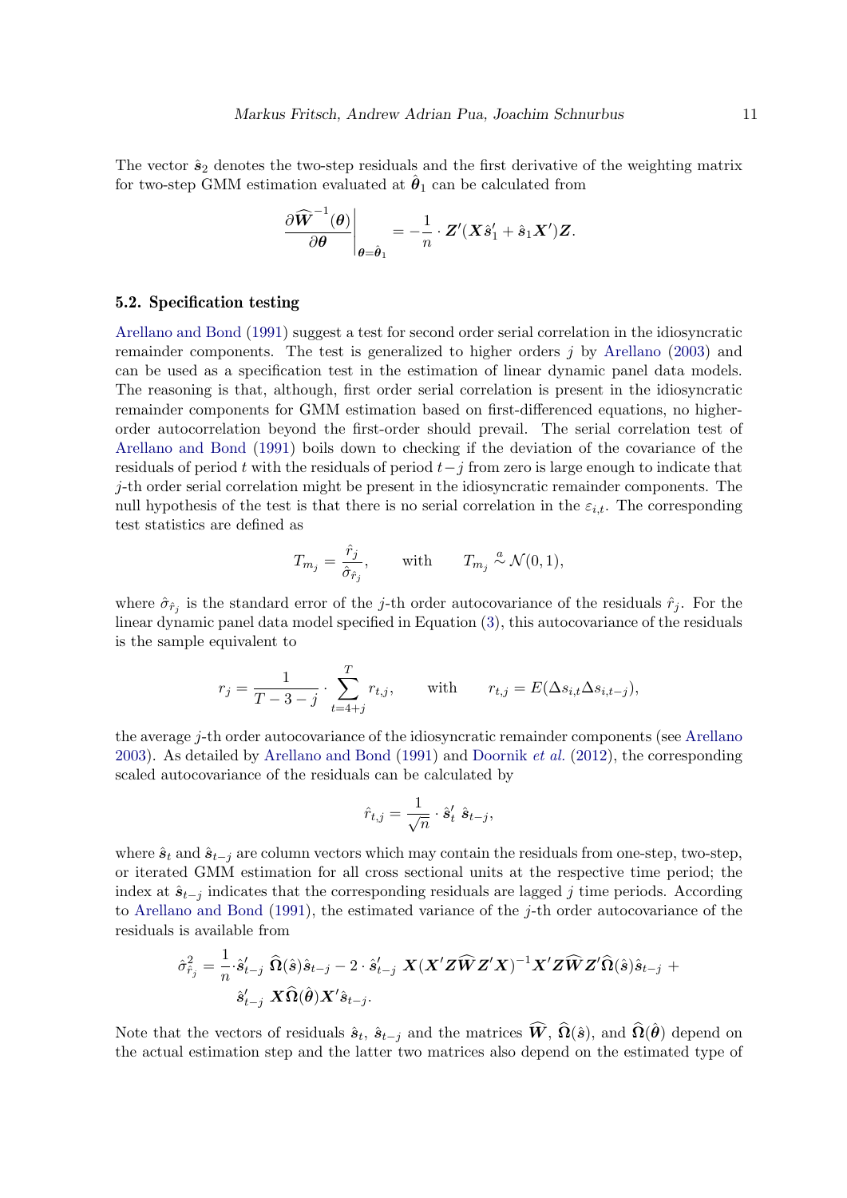The vector $\hat{\boldsymbol{s}}_2$ denotes the two-step residuals and the first derivative of the weighting matrix for two-step GMM estimation evaluated at $\hat{\boldsymbol{\theta}}_1$ can be calculated from

$$\left.\frac{\partial \widehat{\boldsymbol{W}}^{-1}(\boldsymbol{\theta})}{\partial \boldsymbol{\theta}}\right|_{\boldsymbol{\theta}=\hat{\boldsymbol{\theta}}_1} = -\frac{1}{n} \cdot \boldsymbol{Z}'(\boldsymbol{X}\hat{\boldsymbol{s}}_1' + \hat{\boldsymbol{s}}_1 \boldsymbol{X}')\boldsymbol{Z}.$$

### 5.2. Specification testing

Arellano and Bond (1991) suggest a test for second order serial correlation in the idiosyncratic remainder components. The test is generalized to higher orders $j$ by Arellano (2003) and can be used as a specification test in the estimation of linear dynamic panel data models. The reasoning is that, although, first order serial correlation is present in the idiosyncratic remainder components for GMM estimation based on first-differenced equations, no higher-order autocorrelation beyond the first-order should prevail. The serial correlation test of Arellano and Bond (1991) boils down to checking if the deviation of the covariance of the residuals of period $t$ with the residuals of period $t-j$ from zero is large enough to indicate that $j$-th order serial correlation might be present in the idiosyncratic remainder components. The null hypothesis of the test is that there is no serial correlation in the $\varepsilon_{i,t}$. The corresponding test statistics are defined as

$$T_{m_j} = \frac{\hat{r}_j}{\hat{\sigma}_{\hat{r}_j}}, \qquad \text{with} \qquad T_{m_j} \overset{a}{\sim} \mathcal{N}(0,1),$$

where $\hat{\sigma}_{\hat{r}_j}$ is the standard error of the $j$-th order autocovariance of the residuals $\hat{r}_j$. For the linear dynamic panel data model specified in Equation (3), this autocovariance of the residuals is the sample equivalent to

$$r_j = \frac{1}{T-3-j} \cdot \sum_{t=4+j}^{T} r_{t,j}, \qquad \text{with} \qquad r_{t,j} = E(\Delta s_{i,t} \Delta s_{i,t-j}),$$

the average $j$-th order autocovariance of the idiosyncratic remainder components (see Arellano 2003). As detailed by Arellano and Bond (1991) and Doornik *et al.* (2012), the corresponding scaled autocovariance of the residuals can be calculated by

$$\hat{r}_{t,j} = \frac{1}{\sqrt{n}} \cdot \hat{\boldsymbol{s}}_t' \; \hat{\boldsymbol{s}}_{t-j},$$

where $\hat{\boldsymbol{s}}_t$ and $\hat{\boldsymbol{s}}_{t-j}$ are column vectors which may contain the residuals from one-step, two-step, or iterated GMM estimation for all cross sectional units at the respective time period; the index at $\hat{\boldsymbol{s}}_{t-j}$ indicates that the corresponding residuals are lagged $j$ time periods. According to Arellano and Bond (1991), the estimated variance of the $j$-th order autocovariance of the residuals is available from

$$\hat{\sigma}^2_{\hat{r}_j} = \frac{1}{n} \cdot \hat{\boldsymbol{s}}_{t-j}' \; \widehat{\boldsymbol{\Omega}}(\hat{\boldsymbol{s}}) \hat{\boldsymbol{s}}_{t-j} - 2 \cdot \hat{\boldsymbol{s}}_{t-j}' \; \boldsymbol{X}(\boldsymbol{X}'\boldsymbol{Z}\widehat{\boldsymbol{W}}\boldsymbol{Z}'\boldsymbol{X})^{-1}\boldsymbol{X}'\boldsymbol{Z}\widehat{\boldsymbol{W}}\boldsymbol{Z}'\widehat{\boldsymbol{\Omega}}(\hat{\boldsymbol{s}})\hat{\boldsymbol{s}}_{t-j} + \hat{\boldsymbol{s}}_{t-j}' \; \boldsymbol{X}\widehat{\boldsymbol{\Omega}}(\hat{\boldsymbol{\theta}})\boldsymbol{X}'\hat{\boldsymbol{s}}_{t-j}.$$

Note that the vectors of residuals $\hat{\boldsymbol{s}}_t$, $\hat{\boldsymbol{s}}_{t-j}$ and the matrices $\widehat{\boldsymbol{W}}$, $\widehat{\boldsymbol{\Omega}}(\hat{\boldsymbol{s}})$, and $\widehat{\boldsymbol{\Omega}}(\hat{\boldsymbol{\theta}})$ depend on the actual estimation step and the latter two matrices also depend on the estimated type of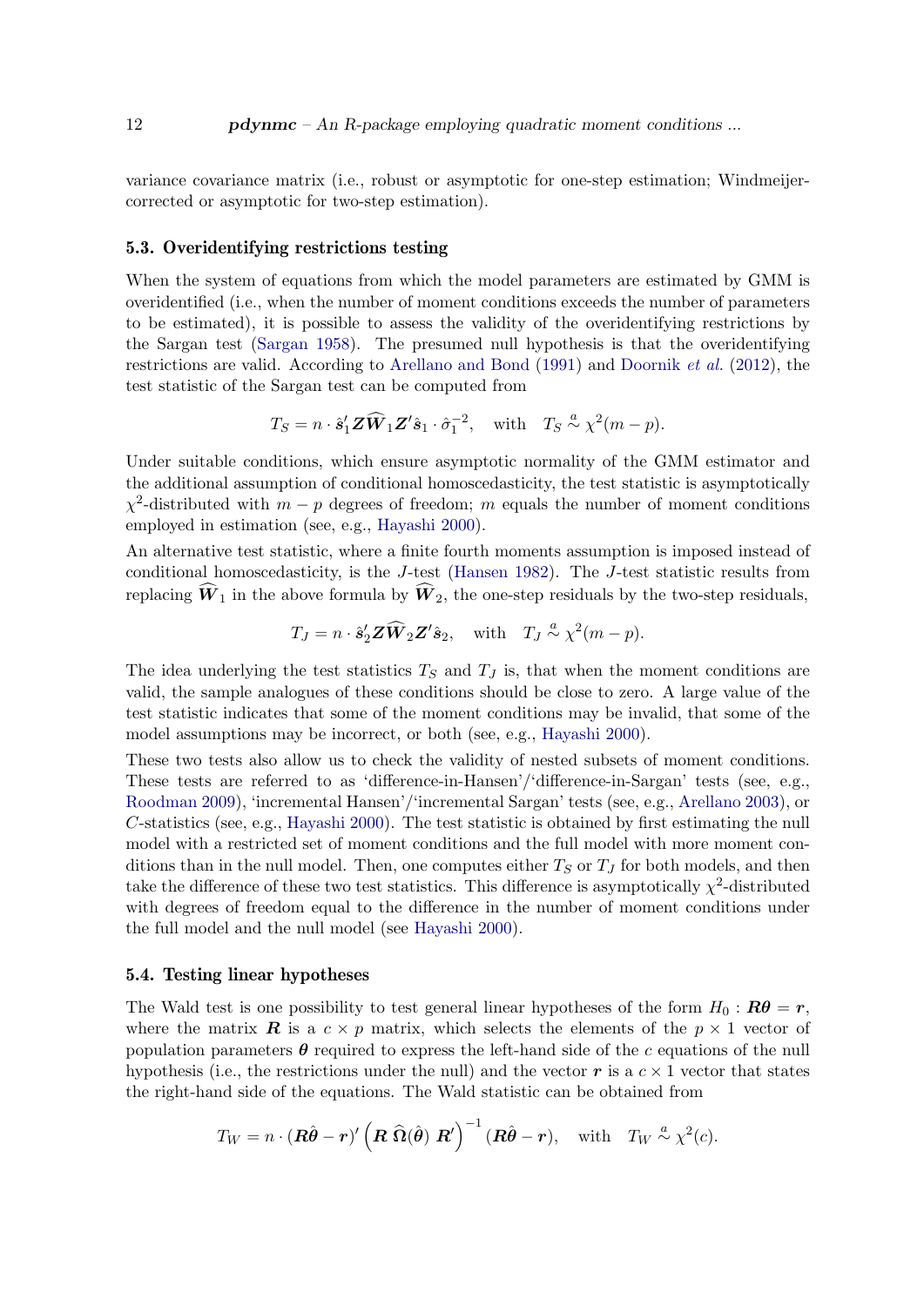variance covariance matrix (i.e., robust or asymptotic for one-step estimation; Windmeijer-corrected or asymptotic for two-step estimation).

### 5.3. Overidentifying restrictions testing

When the system of equations from which the model parameters are estimated by GMM is overidentified (i.e., when the number of moment conditions exceeds the number of parameters to be estimated), it is possible to assess the validity of the overidentifying restrictions by the Sargan test (Sargan 1958). The presumed null hypothesis is that the overidentifying restrictions are valid. According to Arellano and Bond (1991) and Doornik *et al.* (2012), the test statistic of the Sargan test can be computed from

$$T_S = n \cdot \hat{\boldsymbol{s}}_1' \boldsymbol{Z} \widehat{\boldsymbol{W}}_1 \boldsymbol{Z}' \hat{\boldsymbol{s}}_1 \cdot \hat{\sigma}_1^{-2}, \quad \text{with} \quad T_S \overset{a}{\sim} \chi^2(m-p).$$

Under suitable conditions, which ensure asymptotic normality of the GMM estimator and the additional assumption of conditional homoscedasticity, the test statistic is asymptotically $\chi^2$-distributed with $m-p$ degrees of freedom; $m$ equals the number of moment conditions employed in estimation (see, e.g., Hayashi 2000).

An alternative test statistic, where a finite fourth moments assumption is imposed instead of conditional homoscedasticity, is the $J$-test (Hansen 1982). The $J$-test statistic results from replacing $\widehat{\boldsymbol{W}}_1$ in the above formula by $\widehat{\boldsymbol{W}}_2$, the one-step residuals by the two-step residuals,

$$T_J = n \cdot \hat{\boldsymbol{s}}_2' \boldsymbol{Z} \widehat{\boldsymbol{W}}_2 \boldsymbol{Z}' \hat{\boldsymbol{s}}_2, \quad \text{with} \quad T_J \overset{a}{\sim} \chi^2(m-p).$$

The idea underlying the test statistics $T_S$ and $T_J$ is, that when the moment conditions are valid, the sample analogues of these conditions should be close to zero. A large value of the test statistic indicates that some of the moment conditions may be invalid, that some of the model assumptions may be incorrect, or both (see, e.g., Hayashi 2000).

These two tests also allow us to check the validity of nested subsets of moment conditions. These tests are referred to as 'difference-in-Hansen'/'difference-in-Sargan' tests (see, e.g., Roodman 2009), 'incremental Hansen'/'incremental Sargan' tests (see, e.g., Arellano 2003), or $C$-statistics (see, e.g., Hayashi 2000). The test statistic is obtained by first estimating the null model with a restricted set of moment conditions and the full model with more moment conditions than in the null model. Then, one computes either $T_S$ or $T_J$ for both models, and then take the difference of these two test statistics. This difference is asymptotically $\chi^2$-distributed with degrees of freedom equal to the difference in the number of moment conditions under the full model and the null model (see Hayashi 2000).

### 5.4. Testing linear hypotheses

The Wald test is one possibility to test general linear hypotheses of the form $H_0 : \boldsymbol{R}\boldsymbol{\theta} = \boldsymbol{r}$, where the matrix $\boldsymbol{R}$ is a $c \times p$ matrix, which selects the elements of the $p \times 1$ vector of population parameters $\boldsymbol{\theta}$ required to express the left-hand side of the $c$ equations of the null hypothesis (i.e., the restrictions under the null) and the vector $\boldsymbol{r}$ is a $c \times 1$ vector that states the right-hand side of the equations. The Wald statistic can be obtained from

$$T_W = n \cdot (\boldsymbol{R}\hat{\boldsymbol{\theta}} - \boldsymbol{r})' \left( \boldsymbol{R} \, \widehat{\boldsymbol{\Omega}}(\hat{\boldsymbol{\theta}}) \, \boldsymbol{R}' \right)^{-1} (\boldsymbol{R}\hat{\boldsymbol{\theta}} - \boldsymbol{r}), \quad \text{with} \quad T_W \overset{a}{\sim} \chi^2(c).$$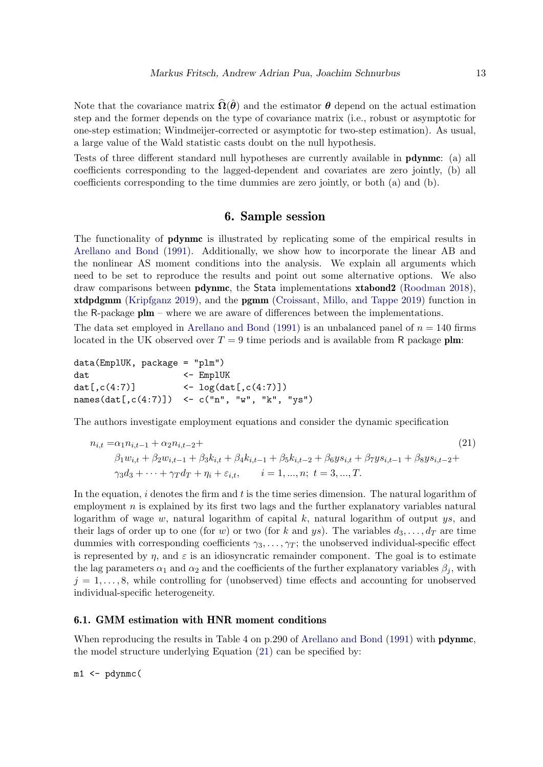Note that the covariance matrix $\widehat{\boldsymbol{\Omega}}(\hat{\boldsymbol{\theta}})$ and the estimator $\boldsymbol{\theta}$ depend on the actual estimation step and the former depends on the type of covariance matrix (i.e., robust or asymptotic for one-step estimation; Windmeijer-corrected or asymptotic for two-step estimation). As usual, a large value of the Wald statistic casts doubt on the null hypothesis.

Tests of three different standard null hypotheses are currently available in **pdynmc**: (a) all coefficients corresponding to the lagged-dependent and covariates are zero jointly, (b) all coefficients corresponding to the time dummies are zero jointly, or both (a) and (b).

## 6. Sample session

The functionality of **pdynmc** is illustrated by replicating some of the empirical results in Arellano and Bond (1991). Additionally, we show how to incorporate the linear AB and the nonlinear AS moment conditions into the analysis. We explain all arguments which need to be set to reproduce the results and point out some alternative options. We also draw comparisons between **pdynmc**, the Stata implementations **xtabond2** (Roodman 2018), **xtdpdgmm** (Kripfganz 2019), and the **pgmm** (Croissant, Millo, and Tappe 2019) function in the R-package **plm** – where we are aware of differences between the implementations.

The data set employed in Arellano and Bond (1991) is an unbalanced panel of $n = 140$ firms located in the UK observed over $T = 9$ time periods and is available from R package **plm**:

```
data(EmplUK, package = "plm")
dat                  <- EmplUK
dat[,c(4:7)]         <- log(dat[,c(4:7)])
names(dat[,c(4:7)])  <- c("n", "w", "k", "ys")
```

The authors investigate employment equations and consider the dynamic specification

$$
\begin{aligned}
n_{i,t} =& \alpha_1 n_{i,t-1} + \alpha_2 n_{i,t-2} + \\
& \beta_1 w_{i,t} + \beta_2 w_{i,t-1} + \beta_3 k_{i,t} + \beta_4 k_{i,t-1} + \beta_5 k_{i,t-2} + \beta_6 ys_{i,t} + \beta_7 ys_{i,t-1} + \beta_8 ys_{i,t-2} + \\
& \gamma_3 d_3 + \cdots + \gamma_T d_T + \eta_i + \varepsilon_{i,t}, \qquad i = 1, ..., n; \; t = 3, ..., T.
\end{aligned} \tag{21}
$$

In the equation, $i$ denotes the firm and $t$ is the time series dimension. The natural logarithm of employment $n$ is explained by its first two lags and the further explanatory variables natural logarithm of wage $w$, natural logarithm of capital $k$, natural logarithm of output $ys$, and their lags of order up to one (for $w$) or two (for $k$ and $ys$). The variables $d_3, \ldots, d_T$ are time dummies with corresponding coefficients $\gamma_3, \ldots, \gamma_T$; the unobserved individual-specific effect is represented by $\eta$, and $\varepsilon$ is an idiosyncratic remainder component. The goal is to estimate the lag parameters $\alpha_1$ and $\alpha_2$ and the coefficients of the further explanatory variables $\beta_j$, with $j = 1, \ldots, 8$, while controlling for (unobserved) time effects and accounting for unobserved individual-specific heterogeneity.

### 6.1. GMM estimation with HNR moment conditions

When reproducing the results in Table 4 on p.290 of Arellano and Bond (1991) with **pdynmc**, the model structure underlying Equation (21) can be specified by:

```
m1 <- pdynmc(
```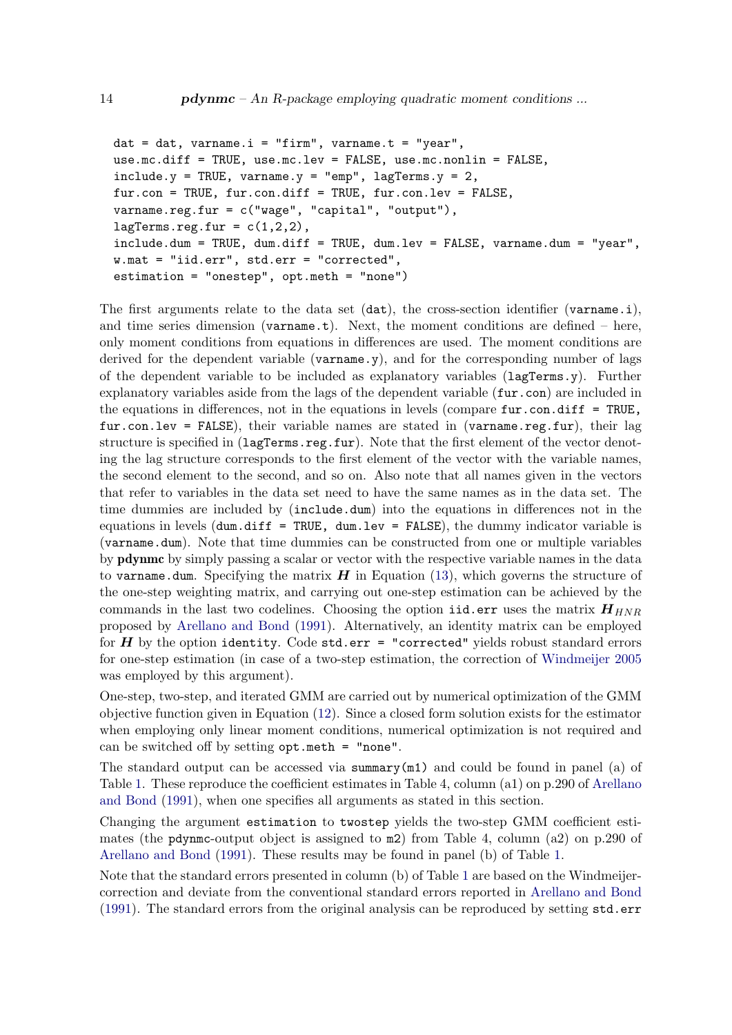```
  dat = dat, varname.i = "firm", varname.t = "year",
  use.mc.diff = TRUE, use.mc.lev = FALSE, use.mc.nonlin = FALSE,
  include.y = TRUE, varname.y = "emp", lagTerms.y = 2,
  fur.con = TRUE, fur.con.diff = TRUE, fur.con.lev = FALSE,
  varname.reg.fur = c("wage", "capital", "output"),
  lagTerms.reg.fur = c(1,2,2),
  include.dum = TRUE, dum.diff = TRUE, dum.lev = FALSE, varname.dum = "year",
  w.mat = "iid.err", std.err = "corrected",
  estimation = "onestep", opt.meth = "none")
```

The first arguments relate to the data set (`dat`), the cross-section identifier (`varname.i`), and time series dimension (`varname.t`). Next, the moment conditions are defined – here, only moment conditions from equations in differences are used. The moment conditions are derived for the dependent variable (`varname.y`), and for the corresponding number of lags of the dependent variable to be included as explanatory variables (`lagTerms.y`). Further explanatory variables aside from the lags of the dependent variable (`fur.con`) are included in the equations in differences, not in the equations in levels (compare `fur.con.diff = TRUE, fur.con.lev = FALSE`), their variable names are stated in (`varname.reg.fur`), their lag structure is specified in (`lagTerms.reg.fur`). Note that the first element of the vector denoting the lag structure corresponds to the first element of the vector with the variable names, the second element to the second, and so on. Also note that all names given in the vectors that refer to variables in the data set need to have the same names as in the data set. The time dummies are included by (`include.dum`) into the equations in differences not in the equations in levels (`dum.diff = TRUE, dum.lev = FALSE`), the dummy indicator variable is (`varname.dum`). Note that time dummies can be constructed from one or multiple variables by **pdynmc** by simply passing a scalar or vector with the respective variable names in the data to `varname.dum`. Specifying the matrix $\boldsymbol{H}$ in Equation (13), which governs the structure of the one-step weighting matrix, and carrying out one-step estimation can be achieved by the commands in the last two codelines. Choosing the option `iid.err` uses the matrix $\boldsymbol{H}_{HNR}$ proposed by Arellano and Bond (1991). Alternatively, an identity matrix can be employed for $\boldsymbol{H}$ by the option `identity`. Code `std.err = "corrected"` yields robust standard errors for one-step estimation (in case of a two-step estimation, the correction of Windmeijer 2005 was employed by this argument).

One-step, two-step, and iterated GMM are carried out by numerical optimization of the GMM objective function given in Equation (12). Since a closed form solution exists for the estimator when employing only linear moment conditions, numerical optimization is not required and can be switched off by setting `opt.meth = "none"`.

The standard output can be accessed via `summary(m1)` and could be found in panel (a) of Table 1. These reproduce the coefficient estimates in Table 4, column (a1) on p.290 of Arellano and Bond (1991), when one specifies all arguments as stated in this section.

Changing the argument `estimation` to `twostep` yields the two-step GMM coefficient estimates (the `pdynmc`-output object is assigned to `m2`) from Table 4, column (a2) on p.290 of Arellano and Bond (1991). These results may be found in panel (b) of Table 1.

Note that the standard errors presented in column (b) of Table 1 are based on the Windmeijer-correction and deviate from the conventional standard errors reported in Arellano and Bond (1991). The standard errors from the original analysis can be reproduced by setting `std.err`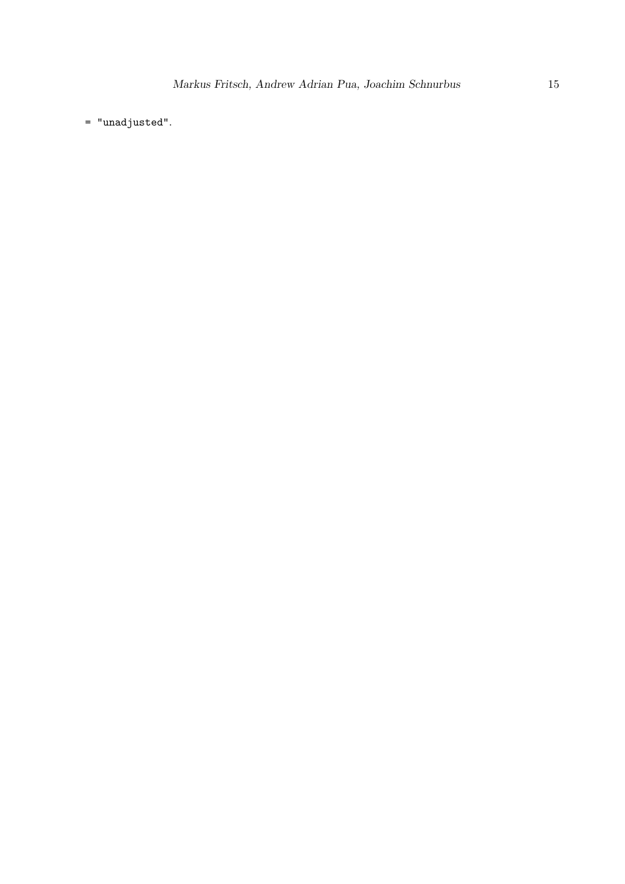`= "unadjusted"`.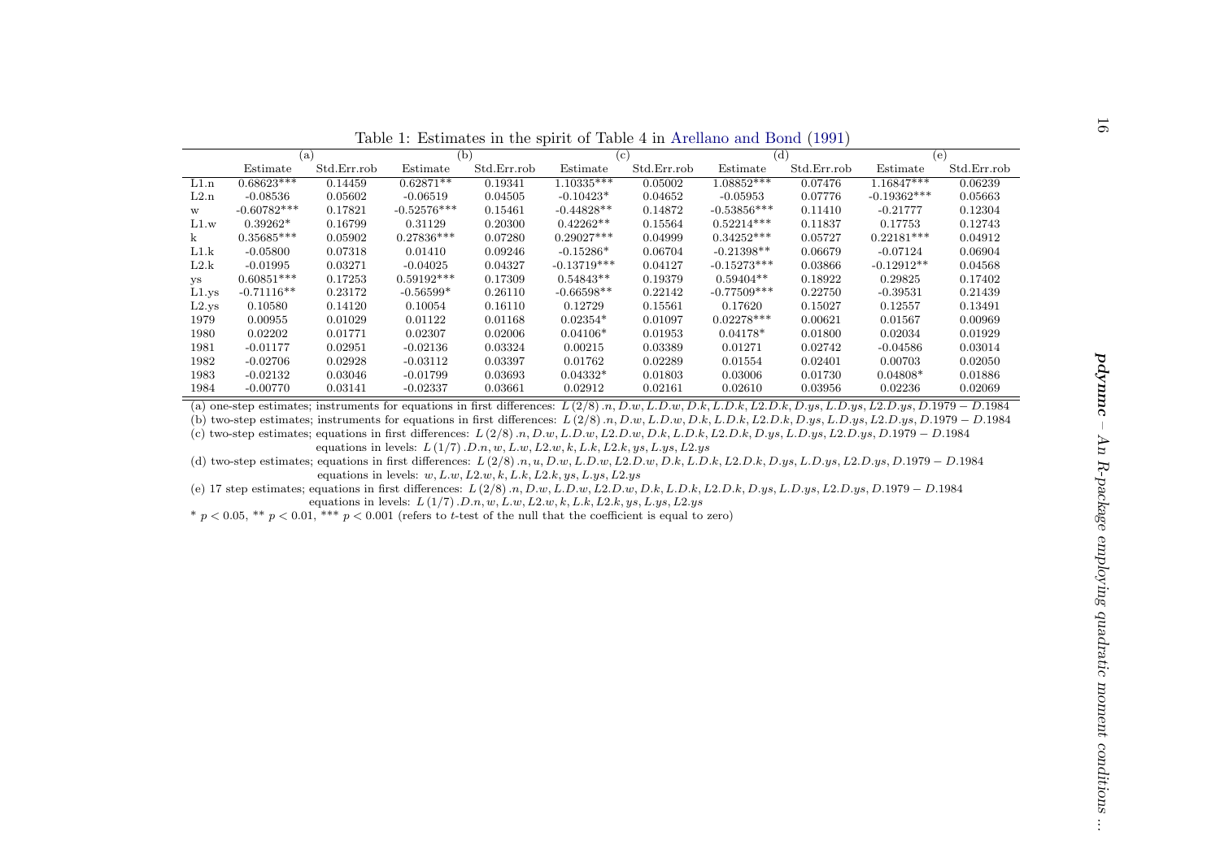Table 1: Estimates in the spirit of Table 4 in Arellano and Bond (1991)

| | (a) | | (b) | | (c) | | (d) | | (e) | |
|---|---|---|---|---|---|---|---|---|---|---|
| | Estimate | Std.Err.rob | Estimate | Std.Err.rob | Estimate | Std.Err.rob | Estimate | Std.Err.rob | Estimate | Std.Err.rob |
| L1.n | 0.68623*** | 0.14459 | 0.62871** | 0.19341 | 1.10335*** | 0.05002 | 1.08852*** | 0.07476 | 1.16847*** | 0.06239 |
| L2.n | -0.08536 | 0.05602 | -0.06519 | 0.04505 | -0.10423* | 0.04652 | -0.05953 | 0.07776 | -0.19362*** | 0.05663 |
| w | -0.60782*** | 0.17821 | -0.52576*** | 0.15461 | -0.44828** | 0.14872 | -0.53856*** | 0.11410 | -0.21777 | 0.12304 |
| L1.w | 0.39262* | 0.16799 | 0.31129 | 0.20300 | 0.42262** | 0.15564 | 0.52214*** | 0.11837 | 0.17753 | 0.12743 |
| k | 0.35685*** | 0.05902 | 0.27836*** | 0.07280 | 0.29027*** | 0.04999 | 0.34252*** | 0.05727 | 0.22181*** | 0.04912 |
| L1.k | -0.05800 | 0.07318 | 0.01410 | 0.09246 | -0.15286* | 0.06704 | -0.21398** | 0.06679 | -0.07124 | 0.06904 |
| L2.k | -0.01995 | 0.03271 | -0.04025 | 0.04327 | -0.13719*** | 0.04127 | -0.15273*** | 0.03866 | -0.12912** | 0.04568 |
| ys | 0.60851*** | 0.17253 | 0.59192*** | 0.17309 | 0.54843** | 0.19379 | 0.59404** | 0.18922 | 0.29825 | 0.17402 |
| L1.ys | -0.71116** | 0.23172 | -0.56599* | 0.26110 | -0.66598** | 0.22142 | -0.77509*** | 0.22750 | -0.39531 | 0.21439 |
| L2.ys | 0.10580 | 0.14120 | 0.10054 | 0.16110 | 0.12729 | 0.15561 | 0.17620 | 0.15027 | 0.12557 | 0.13491 |
| 1979 | 0.00955 | 0.01029 | 0.01122 | 0.01168 | 0.02354* | 0.01097 | 0.02278*** | 0.00621 | 0.01567 | 0.00969 |
| 1980 | 0.02202 | 0.01771 | 0.02307 | 0.02006 | 0.04106* | 0.01953 | 0.04178* | 0.01800 | 0.02034 | 0.01929 |
| 1981 | -0.01177 | 0.02951 | -0.02136 | 0.03324 | 0.00215 | 0.03389 | 0.01271 | 0.02742 | -0.04586 | 0.03014 |
| 1982 | -0.02706 | 0.02928 | -0.03112 | 0.03397 | 0.01762 | 0.02289 | 0.01554 | 0.02401 | 0.00703 | 0.02050 |
| 1983 | -0.02132 | 0.03046 | -0.01799 | 0.03693 | 0.04332* | 0.01803 | 0.03006 | 0.01730 | 0.04808* | 0.01886 |
| 1984 | -0.00770 | 0.03141 | -0.02337 | 0.03661 | 0.02912 | 0.02161 | 0.02610 | 0.03956 | 0.02236 | 0.02069 |

(a) one-step estimates; instruments for equations in first differences: $L(2/8).n, D.w, L.D.w, D.k, L.D.k, L2.D.k, D.ys, L.D.ys, L2.D.ys, D.1979 - D.1984$

(b) two-step estimates; instruments for equations in first differences: $L(2/8).n, D.w, L.D.w, D.k, L.D.k, L2.D.k, D.ys, L.D.ys, L2.D.ys, D.1979 - D.1984$

(c) two-step estimates; equations in first differences: $L(2/8).n, D.w, L.D.w, L2.D.w, D.k, L.D.k, L2.D.k, D.ys, L.D.ys, L2.D.ys, D.1979 - D.1984$
equations in levels: $L(1/7).D.n, w, L.w, L2.w, k, L.k, L2.k, ys, L.ys, L2.ys$

(d) two-step estimates; equations in first differences: $L(2/8).n, u, D.w, L.D.w, L2.D.w, D.k, L.D.k, L2.D.k, D.ys, L.D.ys, L2.D.ys, D.1979 - D.1984$
equations in levels: $w, L.w, L2.w, k, L.k, L2.k, ys, L.ys, L2.ys$

(e) 17 step estimates; equations in first differences: $L(2/8).n, D.w, L.D.w, L2.D.w, D.k, L.D.k, L2.D.k, D.ys, L.D.ys, L2.D.ys, D.1979 - D.1984$
equations in levels: $L(1/7).D.n, w, L.w, L2.w, k, L.k, L2.k, ys, L.ys, L2.ys$

* $p < 0.05$, ** $p < 0.01$, *** $p < 0.001$ (refers to $t$-test of the null that the coefficient is equal to zero)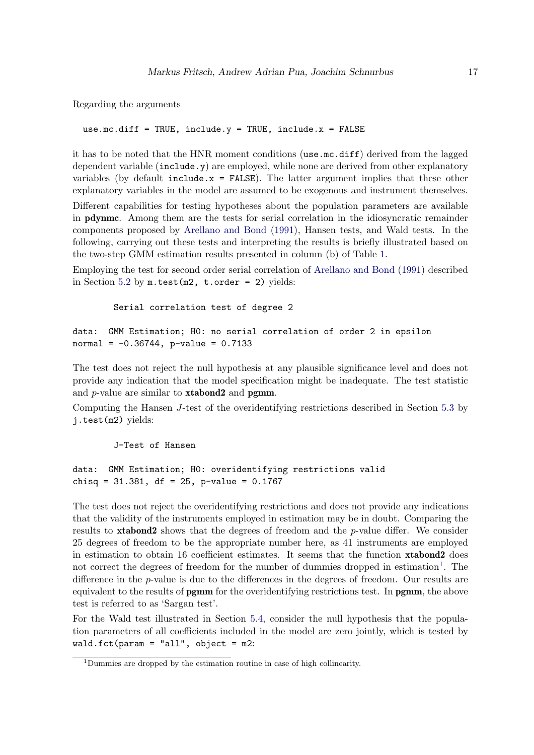Regarding the arguments

```
use.mc.diff = TRUE, include.y = TRUE, include.x = FALSE
```

it has to be noted that the HNR moment conditions (`use.mc.diff`) derived from the lagged dependent variable (`include.y`) are employed, while none are derived from other explanatory variables (by default `include.x = FALSE`). The latter argument implies that these other explanatory variables in the model are assumed to be exogenous and instrument themselves.

Different capabilities for testing hypotheses about the population parameters are available in **pdynmc**. Among them are the tests for serial correlation in the idiosyncratic remainder components proposed by Arellano and Bond (1991), Hansen tests, and Wald tests. In the following, carrying out these tests and interpreting the results is briefly illustrated based on the two-step GMM estimation results presented in column (b) of Table 1.

Employing the test for second order serial correlation of Arellano and Bond (1991) described in Section 5.2 by `m.test(m2, t.order = 2)` yields:

```
        Serial correlation test of degree 2

data:  GMM Estimation; H0: no serial correlation of order 2 in epsilon
normal = -0.36744, p-value = 0.7133
```

The test does not reject the null hypothesis at any plausible significance level and does not provide any indication that the model specification might be inadequate. The test statistic and $p$-value are similar to **xtabond2** and **pgmm**.

Computing the Hansen $J$-test of the overidentifying restrictions described in Section 5.3 by `j.test(m2)` yields:

```
        J-Test of Hansen

data:  GMM Estimation; H0: overidentifying restrictions valid
chisq = 31.381, df = 25, p-value = 0.1767
```

The test does not reject the overidentifying restrictions and does not provide any indications that the validity of the instruments employed in estimation may be in doubt. Comparing the results to **xtabond2** shows that the degrees of freedom and the $p$-value differ. We consider 25 degrees of freedom to be the appropriate number here, as 41 instruments are employed in estimation to obtain 16 coefficient estimates. It seems that the function **xtabond2** does not correct the degrees of freedom for the number of dummies dropped in estimation[1]. The difference in the $p$-value is due to the differences in the degrees of freedom. Our results are equivalent to the results of **pgmm** for the overidentifying restrictions test. In **pgmm**, the above test is referred to as 'Sargan test'.

For the Wald test illustrated in Section 5.4, consider the null hypothesis that the population parameters of all coefficients included in the model are zero jointly, which is tested by `wald.fct(param = "all", object = m2`:

[1]Dummies are dropped by the estimation routine in case of high collinearity.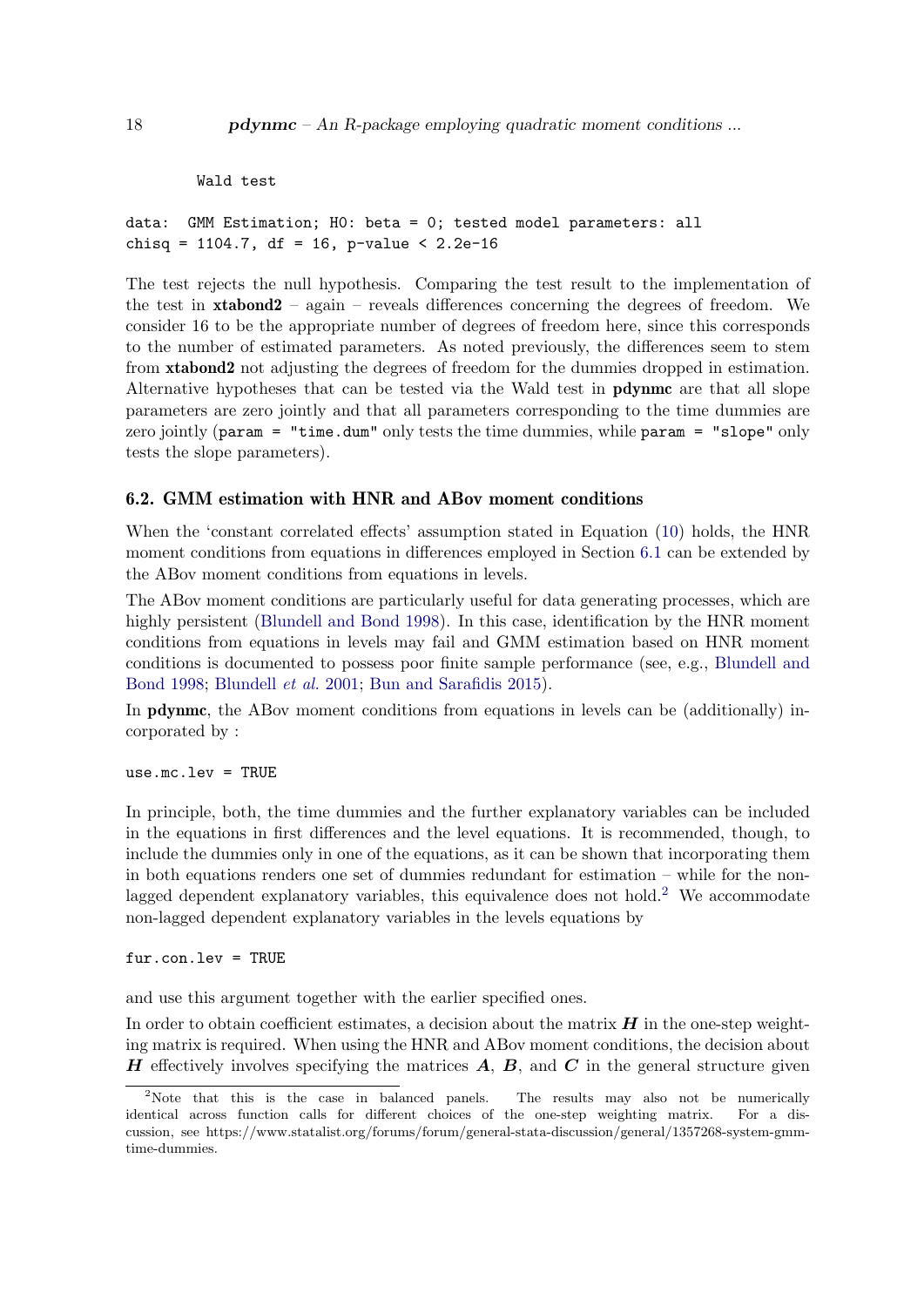```
	Wald test

data:  GMM Estimation; H0: beta = 0; tested model parameters: all
chisq = 1104.7, df = 16, p-value < 2.2e-16
```

The test rejects the null hypothesis. Comparing the test result to the implementation of the test in **xtabond2** – again – reveals differences concerning the degrees of freedom. We consider 16 to be the appropriate number of degrees of freedom here, since this corresponds to the number of estimated parameters. As noted previously, the differences seem to stem from **xtabond2** not adjusting the degrees of freedom for the dummies dropped in estimation. Alternative hypotheses that can be tested via the Wald test in **pdynmc** are that all slope parameters are zero jointly and that all parameters corresponding to the time dummies are zero jointly (`param = "time.dum"` only tests the time dummies, while `param = "slope"` only tests the slope parameters).

### 6.2. GMM estimation with HNR and ABov moment conditions

When the 'constant correlated effects' assumption stated in Equation (10) holds, the HNR moment conditions from equations in differences employed in Section 6.1 can be extended by the ABov moment conditions from equations in levels.

The ABov moment conditions are particularly useful for data generating processes, which are highly persistent (Blundell and Bond 1998). In this case, identification by the HNR moment conditions from equations in levels may fail and GMM estimation based on HNR moment conditions is documented to possess poor finite sample performance (see, e.g., Blundell and Bond 1998; Blundell *et al.* 2001; Bun and Sarafidis 2015).

In **pdynmc**, the ABov moment conditions from equations in levels can be (additionally) incorporated by :

```
use.mc.lev = TRUE
```

In principle, both, the time dummies and the further explanatory variables can be included in the equations in first differences and the level equations. It is recommended, though, to include the dummies only in one of the equations, as it can be shown that incorporating them in both equations renders one set of dummies redundant for estimation – while for the non-lagged dependent explanatory variables, this equivalence does not hold.[2] We accommodate non-lagged dependent explanatory variables in the levels equations by

```
fur.con.lev = TRUE
```

and use this argument together with the earlier specified ones.

In order to obtain coefficient estimates, a decision about the matrix $\boldsymbol{H}$ in the one-step weighting matrix is required. When using the HNR and ABov moment conditions, the decision about $\boldsymbol{H}$ effectively involves specifying the matrices $\boldsymbol{A}$, $\boldsymbol{B}$, and $\boldsymbol{C}$ in the general structure given

[2]Note that this is the case in balanced panels. The results may also not be numerically identical across function calls for different choices of the one-step weighting matrix. For a discussion, see https://www.statalist.org/forums/forum/general-stata-discussion/general/1357268-system-gmm-time-dummies.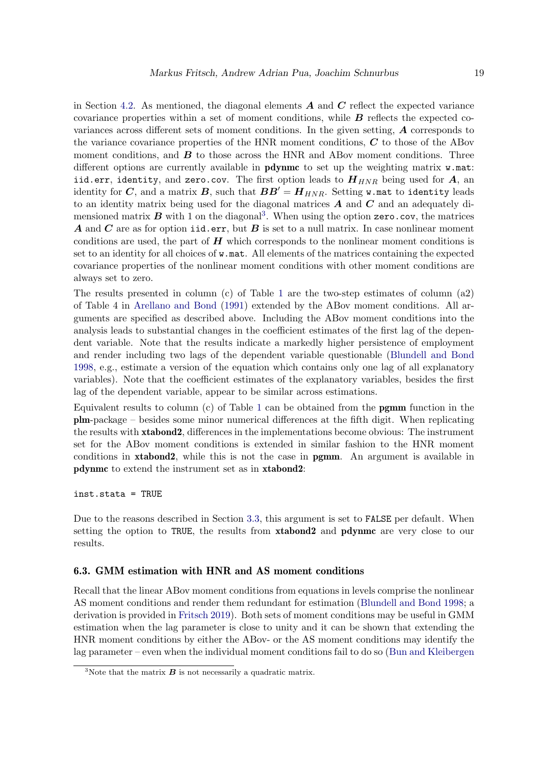in Section 4.2. As mentioned, the diagonal elements $\boldsymbol{A}$ and $\boldsymbol{C}$ reflect the expected variance covariance properties within a set of moment conditions, while $\boldsymbol{B}$ reflects the expected covariances across different sets of moment conditions. In the given setting, $\boldsymbol{A}$ corresponds to the variance covariance properties of the HNR moment conditions, $\boldsymbol{C}$ to those of the ABov moment conditions, and $\boldsymbol{B}$ to those across the HNR and ABov moment conditions. Three different options are currently available in **pdynmc** to set up the weighting matrix `w.mat`: `iid.err`, `identity`, and `zero.cov`. The first option leads to $\boldsymbol{H}_{HNR}$ being used for $\boldsymbol{A}$, an identity for $\boldsymbol{C}$, and a matrix $\boldsymbol{B}$, such that $\boldsymbol{B}\boldsymbol{B}' = \boldsymbol{H}_{HNR}$. Setting `w.mat` to `identity` leads to an identity matrix being used for the diagonal matrices $\boldsymbol{A}$ and $\boldsymbol{C}$ and an adequately dimensioned matrix $\boldsymbol{B}$ with 1 on the diagonal[3]. When using the option `zero.cov`, the matrices $\boldsymbol{A}$ and $\boldsymbol{C}$ are as for option `iid.err`, but $\boldsymbol{B}$ is set to a null matrix. In case nonlinear moment conditions are used, the part of $\boldsymbol{H}$ which corresponds to the nonlinear moment conditions is set to an identity for all choices of `w.mat`. All elements of the matrices containing the expected covariance properties of the nonlinear moment conditions with other moment conditions are always set to zero.

The results presented in column (c) of Table 1 are the two-step estimates of column (a2) of Table 4 in Arellano and Bond (1991) extended by the ABov moment conditions. All arguments are specified as described above. Including the ABov moment conditions into the analysis leads to substantial changes in the coefficient estimates of the first lag of the dependent variable. Note that the results indicate a markedly higher persistence of employment and render including two lags of the dependent variable questionable (Blundell and Bond 1998, e.g., estimate a version of the equation which contains only one lag of all explanatory variables). Note that the coefficient estimates of the explanatory variables, besides the first lag of the dependent variable, appear to be similar across estimations.

Equivalent results to column (c) of Table 1 can be obtained from the **pgmm** function in the **plm**-package – besides some minor numerical differences at the fifth digit. When replicating the results with **xtabond2**, differences in the implementations become obvious: The instrument set for the ABov moment conditions is extended in similar fashion to the HNR moment conditions in **xtabond2**, while this is not the case in **pgmm**. An argument is available in **pdynmc** to extend the instrument set as in **xtabond2**:

```
inst.stata = TRUE
```

Due to the reasons described in Section 3.3, this argument is set to `FALSE` per default. When setting the option to `TRUE`, the results from **xtabond2** and **pdynmc** are very close to our results.

### 6.3. GMM estimation with HNR and AS moment conditions

Recall that the linear ABov moment conditions from equations in levels comprise the nonlinear AS moment conditions and render them redundant for estimation (Blundell and Bond 1998; a derivation is provided in Fritsch 2019). Both sets of moment conditions may be useful in GMM estimation when the lag parameter is close to unity and it can be shown that extending the HNR moment conditions by either the ABov- or the AS moment conditions may identify the lag parameter – even when the individual moment conditions fail to do so (Bun and Kleibergen

[3]Note that the matrix $\boldsymbol{B}$ is not necessarily a quadratic matrix.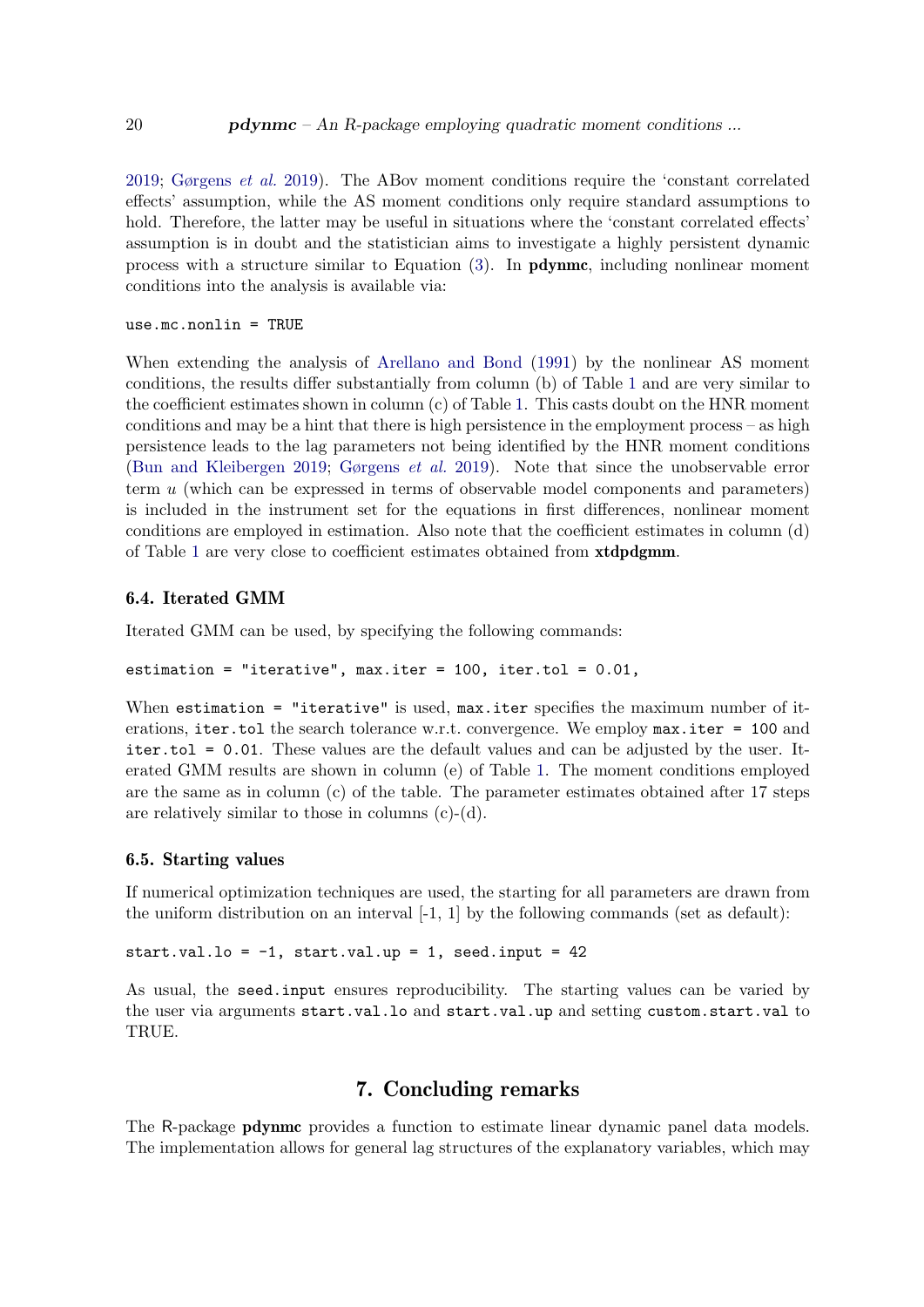2019; Gørgens *et al.* 2019). The ABov moment conditions require the 'constant correlated effects' assumption, while the AS moment conditions only require standard assumptions to hold. Therefore, the latter may be useful in situations where the 'constant correlated effects' assumption is in doubt and the statistician aims to investigate a highly persistent dynamic process with a structure similar to Equation (3). In **pdynmc**, including nonlinear moment conditions into the analysis is available via:

```
use.mc.nonlin = TRUE
```

When extending the analysis of Arellano and Bond (1991) by the nonlinear AS moment conditions, the results differ substantially from column (b) of Table 1 and are very similar to the coefficient estimates shown in column (c) of Table 1. This casts doubt on the HNR moment conditions and may be a hint that there is high persistence in the employment process – as high persistence leads to the lag parameters not being identified by the HNR moment conditions (Bun and Kleibergen 2019; Gørgens *et al.* 2019). Note that since the unobservable error term $u$ (which can be expressed in terms of observable model components and parameters) is included in the instrument set for the equations in first differences, nonlinear moment conditions are employed in estimation. Also note that the coefficient estimates in column (d) of Table 1 are very close to coefficient estimates obtained from **xtdpdgmm**.

### 6.4. Iterated GMM

Iterated GMM can be used, by specifying the following commands:

```
estimation = "iterative", max.iter = 100, iter.tol = 0.01,
```

When `estimation = "iterative"` is used, `max.iter` specifies the maximum number of iterations, `iter.tol` the search tolerance w.r.t. convergence. We employ `max.iter = 100` and `iter.tol = 0.01`. These values are the default values and can be adjusted by the user. Iterated GMM results are shown in column (e) of Table 1. The moment conditions employed are the same as in column (c) of the table. The parameter estimates obtained after 17 steps are relatively similar to those in columns (c)-(d).

### 6.5. Starting values

If numerical optimization techniques are used, the starting for all parameters are drawn from the uniform distribution on an interval [-1, 1] by the following commands (set as default):

```
start.val.lo = -1, start.val.up = 1, seed.input = 42
```

As usual, the `seed.input` ensures reproducibility. The starting values can be varied by the user via arguments `start.val.lo` and `start.val.up` and setting `custom.start.val` to TRUE.

## 7. Concluding remarks

The R-package **pdynmc** provides a function to estimate linear dynamic panel data models. The implementation allows for general lag structures of the explanatory variables, which may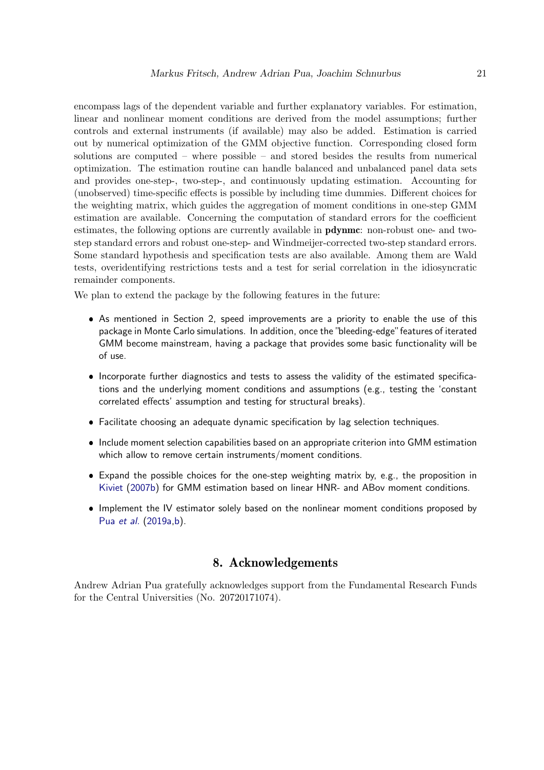encompass lags of the dependent variable and further explanatory variables. For estimation, linear and nonlinear moment conditions are derived from the model assumptions; further controls and external instruments (if available) may also be added. Estimation is carried out by numerical optimization of the GMM objective function. Corresponding closed form solutions are computed – where possible – and stored besides the results from numerical optimization. The estimation routine can handle balanced and unbalanced panel data sets and provides one-step-, two-step-, and continuously updating estimation. Accounting for (unobserved) time-specific effects is possible by including time dummies. Different choices for the weighting matrix, which guides the aggregation of moment conditions in one-step GMM estimation are available. Concerning the computation of standard errors for the coefficient estimates, the following options are currently available in **pdynmc**: non-robust one- and two-step standard errors and robust one-step- and Windmeijer-corrected two-step standard errors. Some standard hypothesis and specification tests are also available. Among them are Wald tests, overidentifying restrictions tests and a test for serial correlation in the idiosyncratic remainder components.

We plan to extend the package by the following features in the future:

- As mentioned in Section 2, speed improvements are a priority to enable the use of this package in Monte Carlo simulations. In addition, once the "bleeding-edge" features of iterated GMM become mainstream, having a package that provides some basic functionality will be of use.
- Incorporate further diagnostics and tests to assess the validity of the estimated specifications and the underlying moment conditions and assumptions (e.g., testing the 'constant correlated effects' assumption and testing for structural breaks).
- Facilitate choosing an adequate dynamic specification by lag selection techniques.
- Include moment selection capabilities based on an appropriate criterion into GMM estimation which allow to remove certain instruments/moment conditions.
- Expand the possible choices for the one-step weighting matrix by, e.g., the proposition in Kiviet (2007b) for GMM estimation based on linear HNR- and ABov moment conditions.
- Implement the IV estimator solely based on the nonlinear moment conditions proposed by Pua *et al.* (2019a,b).

## 8. Acknowledgements

Andrew Adrian Pua gratefully acknowledges support from the Fundamental Research Funds for the Central Universities (No. 20720171074).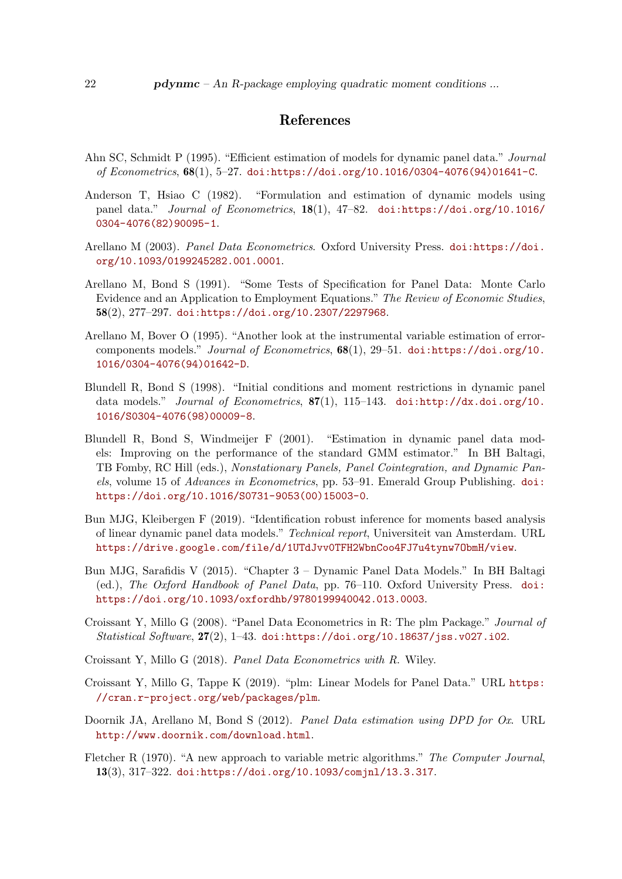## References

Ahn SC, Schmidt P (1995). "Efficient estimation of models for dynamic panel data." *Journal of Econometrics*, **68**(1), 5–27. doi:https://doi.org/10.1016/0304-4076(94)01641-C.

Anderson T, Hsiao C (1982). "Formulation and estimation of dynamic models using panel data." *Journal of Econometrics*, **18**(1), 47–82. doi:https://doi.org/10.1016/0304-4076(82)90095-1.

Arellano M (2003). *Panel Data Econometrics*. Oxford University Press. doi:https://doi.org/10.1093/0199245282.001.0001.

Arellano M, Bond S (1991). "Some Tests of Specification for Panel Data: Monte Carlo Evidence and an Application to Employment Equations." *The Review of Economic Studies*, **58**(2), 277–297. doi:https://doi.org/10.2307/2297968.

Arellano M, Bover O (1995). "Another look at the instrumental variable estimation of error-components models." *Journal of Econometrics*, **68**(1), 29–51. doi:https://doi.org/10.1016/0304-4076(94)01642-D.

Blundell R, Bond S (1998). "Initial conditions and moment restrictions in dynamic panel data models." *Journal of Econometrics*, **87**(1), 115–143. doi:http://dx.doi.org/10.1016/S0304-4076(98)00009-8.

Blundell R, Bond S, Windmeijer F (2001). "Estimation in dynamic panel data models: Improving on the performance of the standard GMM estimator." In BH Baltagi, TB Fomby, RC Hill (eds.), *Nonstationary Panels, Panel Cointegration, and Dynamic Panels*, volume 15 of *Advances in Econometrics*, pp. 53–91. Emerald Group Publishing. doi:https://doi.org/10.1016/S0731-9053(00)15003-0.

Bun MJG, Kleibergen F (2019). "Identification robust inference for moments based analysis of linear dynamic panel data models." *Technical report*, Universiteit van Amsterdam. URL https://drive.google.com/file/d/1UTdJvv0TFH2WbnCoo4FJ7u4tynw7ObmH/view.

Bun MJG, Sarafidis V (2015). "Chapter 3 – Dynamic Panel Data Models." In BH Baltagi (ed.), *The Oxford Handbook of Panel Data*, pp. 76–110. Oxford University Press. doi:https://doi.org/10.1093/oxfordhb/9780199940042.013.0003.

Croissant Y, Millo G (2008). "Panel Data Econometrics in R: The plm Package." *Journal of Statistical Software*, **27**(2), 1–43. doi:https://doi.org/10.18637/jss.v027.i02.

Croissant Y, Millo G (2018). *Panel Data Econometrics with R*. Wiley.

Croissant Y, Millo G, Tappe K (2019). "plm: Linear Models for Panel Data." URL https://cran.r-project.org/web/packages/plm.

Doornik JA, Arellano M, Bond S (2012). *Panel Data estimation using DPD for Ox*. URL http://www.doornik.com/download.html.

Fletcher R (1970). "A new approach to variable metric algorithms." *The Computer Journal*, **13**(3), 317–322. doi:https://doi.org/10.1093/comjnl/13.3.317.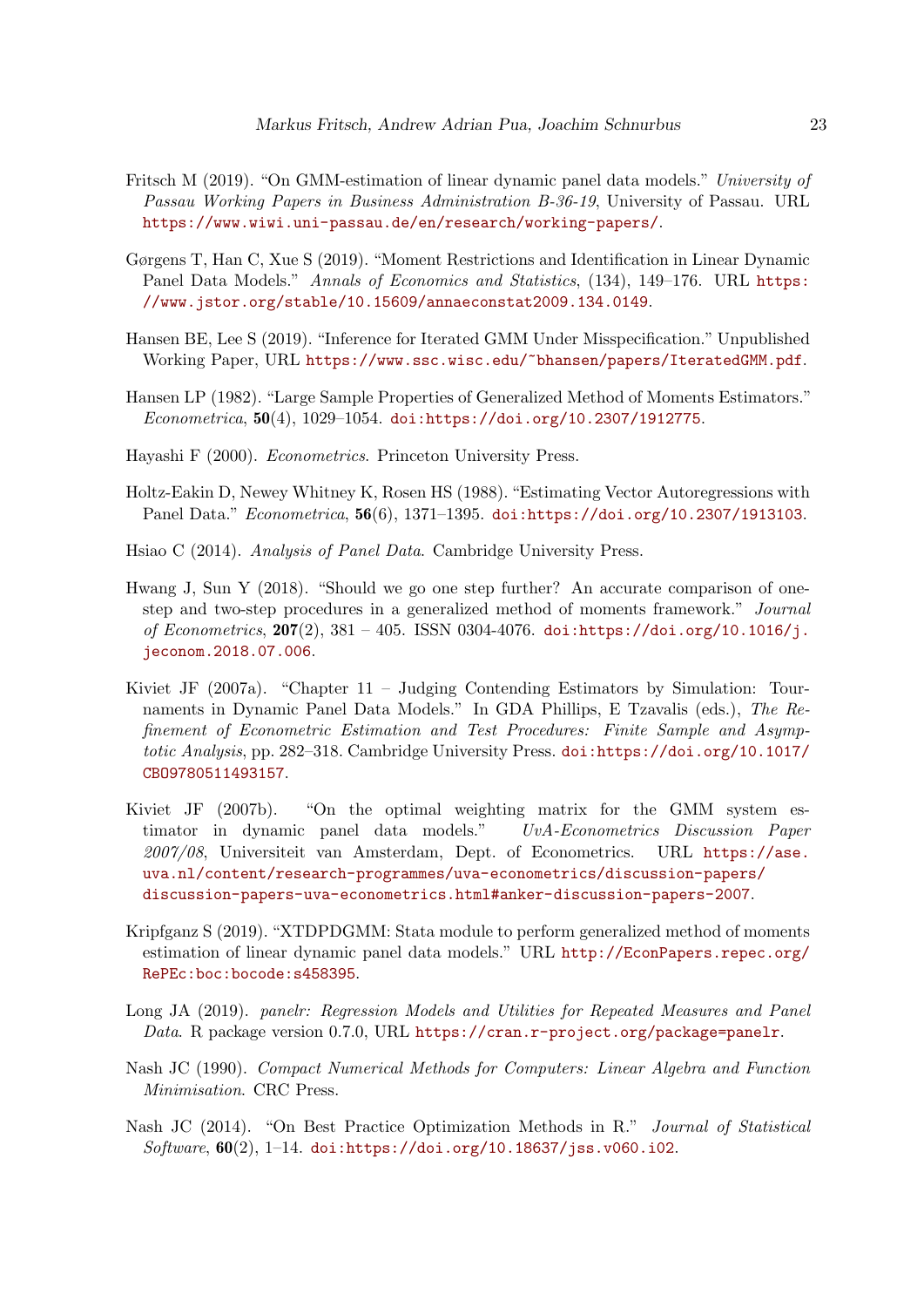Fritsch M (2019). "On GMM-estimation of linear dynamic panel data models." *University of Passau Working Papers in Business Administration B-36-19*, University of Passau. URL https://www.wiwi.uni-passau.de/en/research/working-papers/.

Gørgens T, Han C, Xue S (2019). "Moment Restrictions and Identification in Linear Dynamic Panel Data Models." *Annals of Economics and Statistics*, (134), 149–176. URL https://www.jstor.org/stable/10.15609/annaeconstat2009.134.0149.

Hansen BE, Lee S (2019). "Inference for Iterated GMM Under Misspecification." Unpublished Working Paper, URL https://www.ssc.wisc.edu/~bhansen/papers/IteratedGMM.pdf.

Hansen LP (1982). "Large Sample Properties of Generalized Method of Moments Estimators." *Econometrica*, **50**(4), 1029–1054. doi:https://doi.org/10.2307/1912775.

Hayashi F (2000). *Econometrics*. Princeton University Press.

Holtz-Eakin D, Newey Whitney K, Rosen HS (1988). "Estimating Vector Autoregressions with Panel Data." *Econometrica*, **56**(6), 1371–1395. doi:https://doi.org/10.2307/1913103.

Hsiao C (2014). *Analysis of Panel Data*. Cambridge University Press.

Hwang J, Sun Y (2018). "Should we go one step further? An accurate comparison of one-step and two-step procedures in a generalized method of moments framework." *Journal of Econometrics*, **207**(2), 381 – 405. ISSN 0304-4076. doi:https://doi.org/10.1016/j.jeconom.2018.07.006.

Kiviet JF (2007a). "Chapter 11 – Judging Contending Estimators by Simulation: Tournaments in Dynamic Panel Data Models." In GDA Phillips, E Tzavalis (eds.), *The Refinement of Econometric Estimation and Test Procedures: Finite Sample and Asymptotic Analysis*, pp. 282–318. Cambridge University Press. doi:https://doi.org/10.1017/CBO9780511493157.

Kiviet JF (2007b). "On the optimal weighting matrix for the GMM system estimator in dynamic panel data models." *UvA-Econometrics Discussion Paper 2007/08*, Universiteit van Amsterdam, Dept. of Econometrics. URL https://ase.uva.nl/content/research-programmes/uva-econometrics/discussion-papers/discussion-papers-uva-econometrics.html#anker-discussion-papers-2007.

Kripfganz S (2019). "XTDPDGMM: Stata module to perform generalized method of moments estimation of linear dynamic panel data models." URL http://EconPapers.repec.org/RePEc:boc:bocode:s458395.

Long JA (2019). *panelr: Regression Models and Utilities for Repeated Measures and Panel Data*. R package version 0.7.0, URL https://cran.r-project.org/package=panelr.

Nash JC (1990). *Compact Numerical Methods for Computers: Linear Algebra and Function Minimisation*. CRC Press.

Nash JC (2014). "On Best Practice Optimization Methods in R." *Journal of Statistical Software*, **60**(2), 1–14. doi:https://doi.org/10.18637/jss.v060.i02.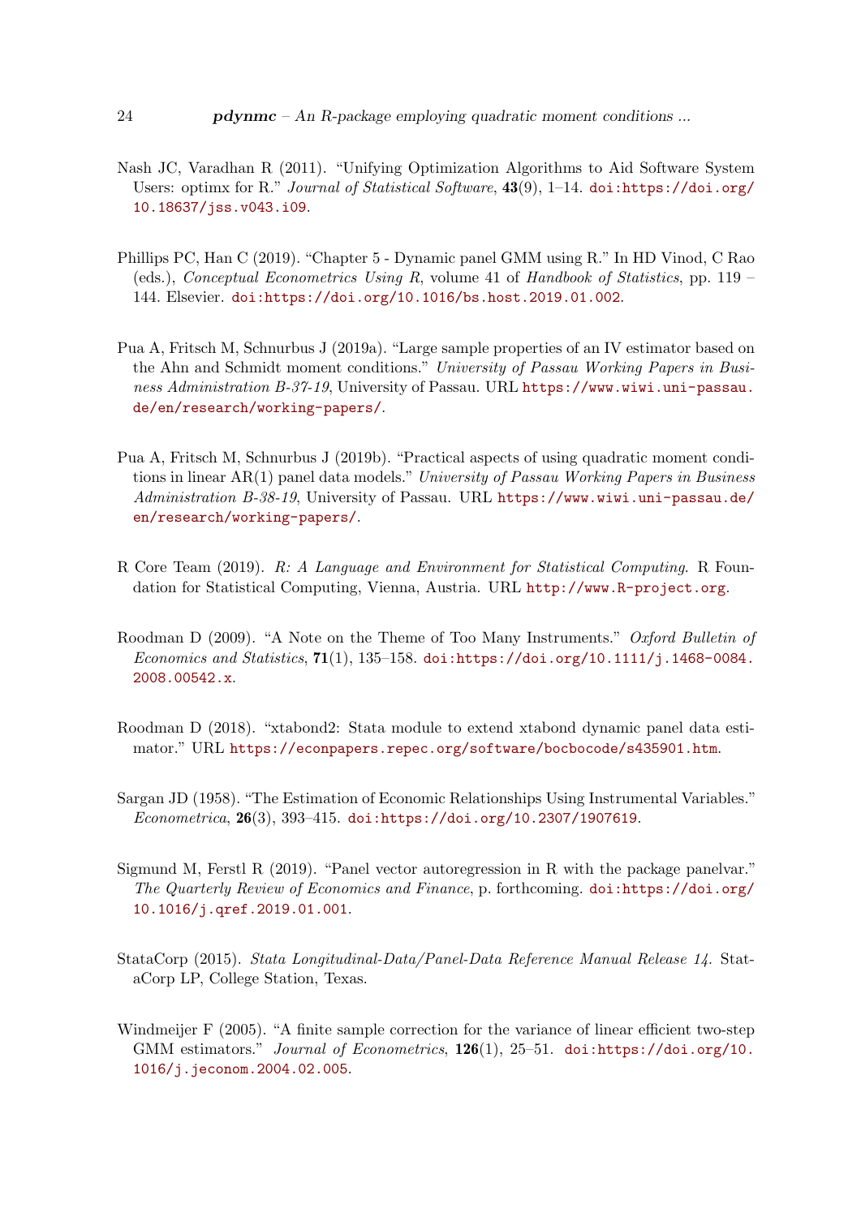Nash JC, Varadhan R (2011). "Unifying Optimization Algorithms to Aid Software System Users: optimx for R." *Journal of Statistical Software*, **43**(9), 1–14. doi:https://doi.org/10.18637/jss.v043.i09.

Phillips PC, Han C (2019). "Chapter 5 - Dynamic panel GMM using R." In HD Vinod, C Rao (eds.), *Conceptual Econometrics Using R*, volume 41 of *Handbook of Statistics*, pp. 119 – 144. Elsevier. doi:https://doi.org/10.1016/bs.host.2019.01.002.

Pua A, Fritsch M, Schnurbus J (2019a). "Large sample properties of an IV estimator based on the Ahn and Schmidt moment conditions." *University of Passau Working Papers in Business Administration B-37-19*, University of Passau. URL https://www.wiwi.uni-passau.de/en/research/working-papers/.

Pua A, Fritsch M, Schnurbus J (2019b). "Practical aspects of using quadratic moment conditions in linear AR(1) panel data models." *University of Passau Working Papers in Business Administration B-38-19*, University of Passau. URL https://www.wiwi.uni-passau.de/en/research/working-papers/.

R Core Team (2019). *R: A Language and Environment for Statistical Computing*. R Foundation for Statistical Computing, Vienna, Austria. URL http://www.R-project.org.

Roodman D (2009). "A Note on the Theme of Too Many Instruments." *Oxford Bulletin of Economics and Statistics*, **71**(1), 135–158. doi:https://doi.org/10.1111/j.1468-0084.2008.00542.x.

Roodman D (2018). "xtabond2: Stata module to extend xtabond dynamic panel data estimator." URL https://econpapers.repec.org/software/bocbocode/s435901.htm.

Sargan JD (1958). "The Estimation of Economic Relationships Using Instrumental Variables." *Econometrica*, **26**(3), 393–415. doi:https://doi.org/10.2307/1907619.

Sigmund M, Ferstl R (2019). "Panel vector autoregression in R with the package panelvar." *The Quarterly Review of Economics and Finance*, p. forthcoming. doi:https://doi.org/10.1016/j.qref.2019.01.001.

StataCorp (2015). *Stata Longitudinal-Data/Panel-Data Reference Manual Release 14*. StataCorp LP, College Station, Texas.

Windmeijer F (2005). "A finite sample correction for the variance of linear efficient two-step GMM estimators." *Journal of Econometrics*, **126**(1), 25–51. doi:https://doi.org/10.1016/j.jeconom.2004.02.005.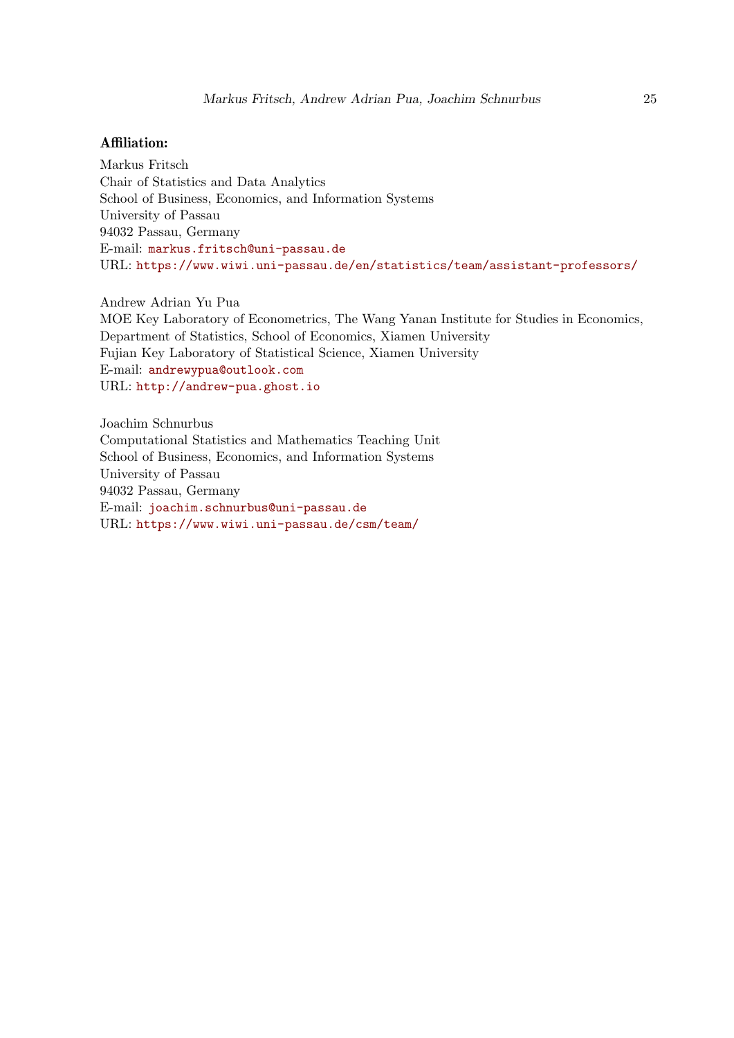**Affiliation:**

Markus Fritsch
Chair of Statistics and Data Analytics
School of Business, Economics, and Information Systems
University of Passau
94032 Passau, Germany
E-mail: markus.fritsch@uni-passau.de
URL: https://www.wiwi.uni-passau.de/en/statistics/team/assistant-professors/

Andrew Adrian Yu Pua
MOE Key Laboratory of Econometrics, The Wang Yanan Institute for Studies in Economics,
Department of Statistics, School of Economics, Xiamen University
Fujian Key Laboratory of Statistical Science, Xiamen University
E-mail: andrewypua@outlook.com
URL: http://andrew-pua.ghost.io

Joachim Schnurbus
Computational Statistics and Mathematics Teaching Unit
School of Business, Economics, and Information Systems
University of Passau
94032 Passau, Germany
E-mail: joachim.schnurbus@uni-passau.de
URL: https://www.wiwi.uni-passau.de/csm/team/